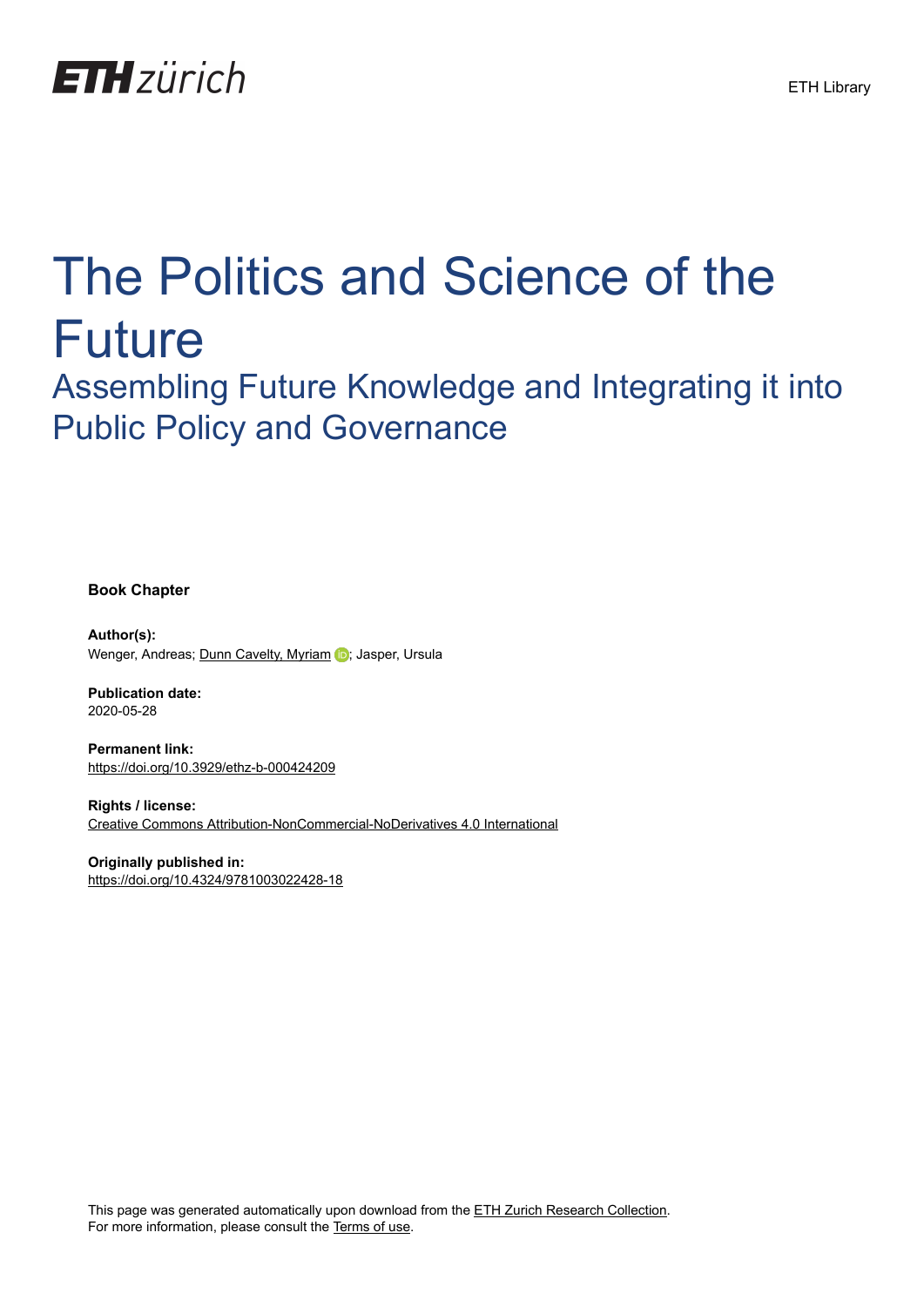ETH zürich

ETH Library

# The Politics and Science of the Future

## Assembling Future Knowledge and Integrating it into Public Policy and Governance

**Book Chapter**

**Author(s):**
Wenger, Andreas; Dunn Cavelty, Myriam; Jasper, Ursula

**Publication date:**
2020-05-28

**Permanent link:**
https://doi.org/10.3929/ethz-b-000424209

**Rights / license:**
Creative Commons Attribution-NonCommercial-NoDerivatives 4.0 International

**Originally published in:**
https://doi.org/10.4324/9781003022428-18

This page was generated automatically upon download from the ETH Zurich Research Collection.
For more information, please consult the Terms of use.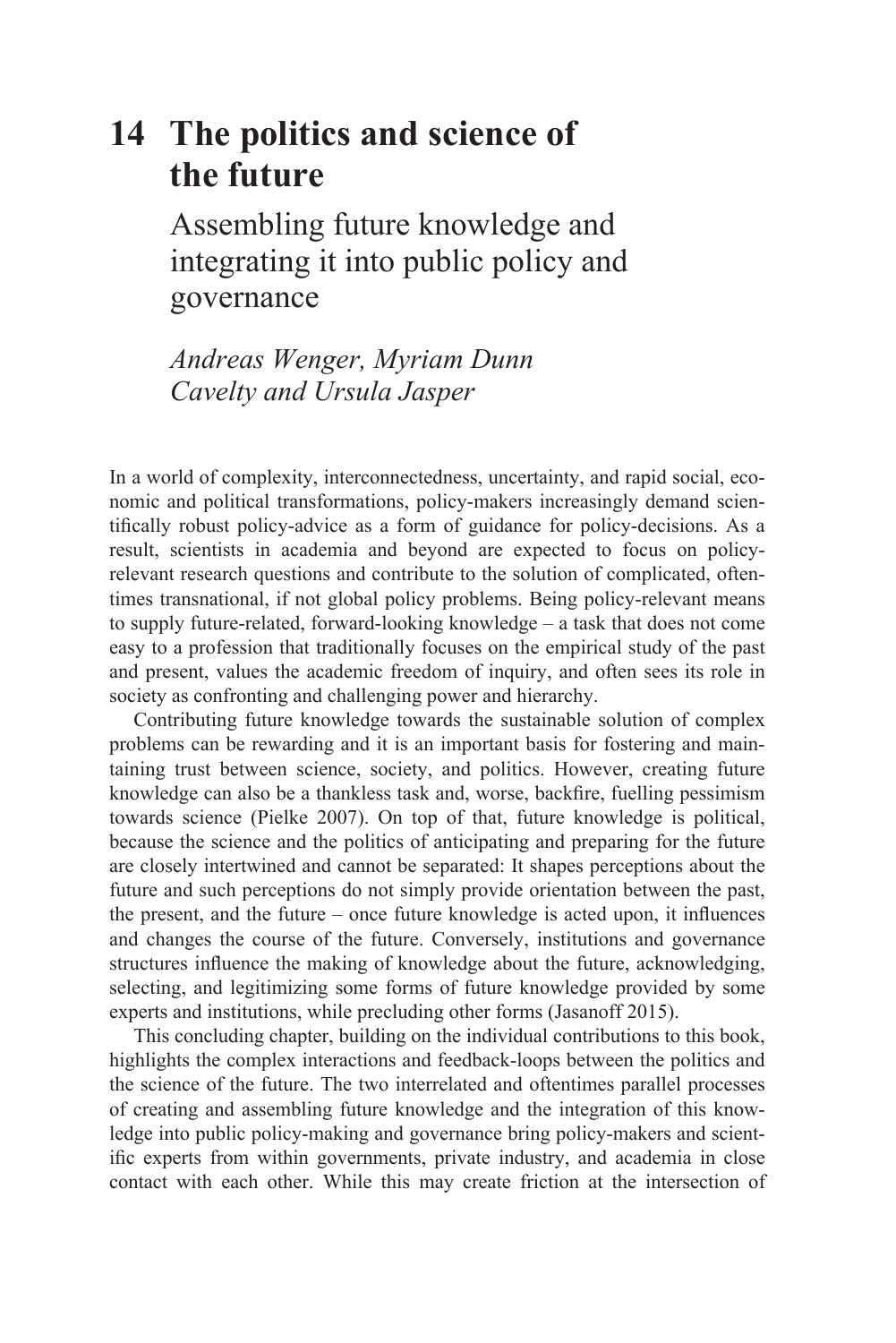# 14 The politics and science of the future

## Assembling future knowledge and integrating it into public policy and governance

*Andreas Wenger, Myriam Dunn Cavelty and Ursula Jasper*

In a world of complexity, interconnectedness, uncertainty, and rapid social, economic and political transformations, policy-makers increasingly demand scientifically robust policy-advice as a form of guidance for policy-decisions. As a result, scientists in academia and beyond are expected to focus on policy-relevant research questions and contribute to the solution of complicated, oftentimes transnational, if not global policy problems. Being policy-relevant means to supply future-related, forward-looking knowledge – a task that does not come easy to a profession that traditionally focuses on the empirical study of the past and present, values the academic freedom of inquiry, and often sees its role in society as confronting and challenging power and hierarchy.

Contributing future knowledge towards the sustainable solution of complex problems can be rewarding and it is an important basis for fostering and maintaining trust between science, society, and politics. However, creating future knowledge can also be a thankless task and, worse, backfire, fuelling pessimism towards science (Pielke 2007). On top of that, future knowledge is political, because the science and the politics of anticipating and preparing for the future are closely intertwined and cannot be separated: It shapes perceptions about the future and such perceptions do not simply provide orientation between the past, the present, and the future – once future knowledge is acted upon, it influences and changes the course of the future. Conversely, institutions and governance structures influence the making of knowledge about the future, acknowledging, selecting, and legitimizing some forms of future knowledge provided by some experts and institutions, while precluding other forms (Jasanoff 2015).

This concluding chapter, building on the individual contributions to this book, highlights the complex interactions and feedback-loops between the politics and the science of the future. The two interrelated and oftentimes parallel processes of creating and assembling future knowledge and the integration of this knowledge into public policy-making and governance bring policy-makers and scientific experts from within governments, private industry, and academia in close contact with each other. While this may create friction at the intersection of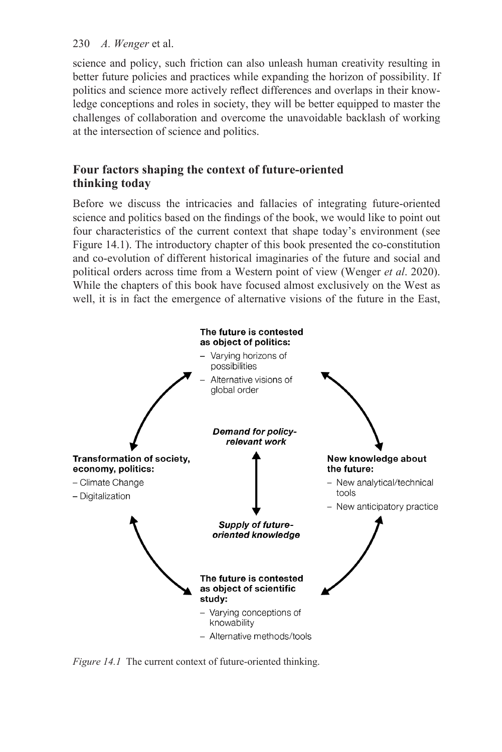science and policy, such friction can also unleash human creativity resulting in better future policies and practices while expanding the horizon of possibility. If politics and science more actively reflect differences and overlaps in their knowledge conceptions and roles in society, they will be better equipped to master the challenges of collaboration and overcome the unavoidable backlash of working at the intersection of science and politics.

## Four factors shaping the context of future-oriented thinking today

Before we discuss the intricacies and fallacies of integrating future-oriented science and politics based on the findings of the book, we would like to point out four characteristics of the current context that shape today's environment (see Figure 14.1). The introductory chapter of this book presented the co-constitution and co-evolution of different historical imaginaries of the future and social and political orders across time from a Western point of view (Wenger *et al*. 2020). While the chapters of this book have focused almost exclusively on the West as well, it is in fact the emergence of alternative visions of the future in the East,

**The future is contested as object of politics:**
- Varying horizons of possibilities
- Alternative visions of global order

**Transformation of society, economy, politics:**
- Climate Change
- Digitalization

***Demand for policy-relevant work***

***Supply of future-oriented knowledge***

**New knowledge about the future:**
- New analytical/technical tools
- New anticipatory practice

**The future is contested as object of scientific study:**
- Varying conceptions of knowability
- Alternative methods/tools

*Figure 14.1* The current context of future-oriented thinking.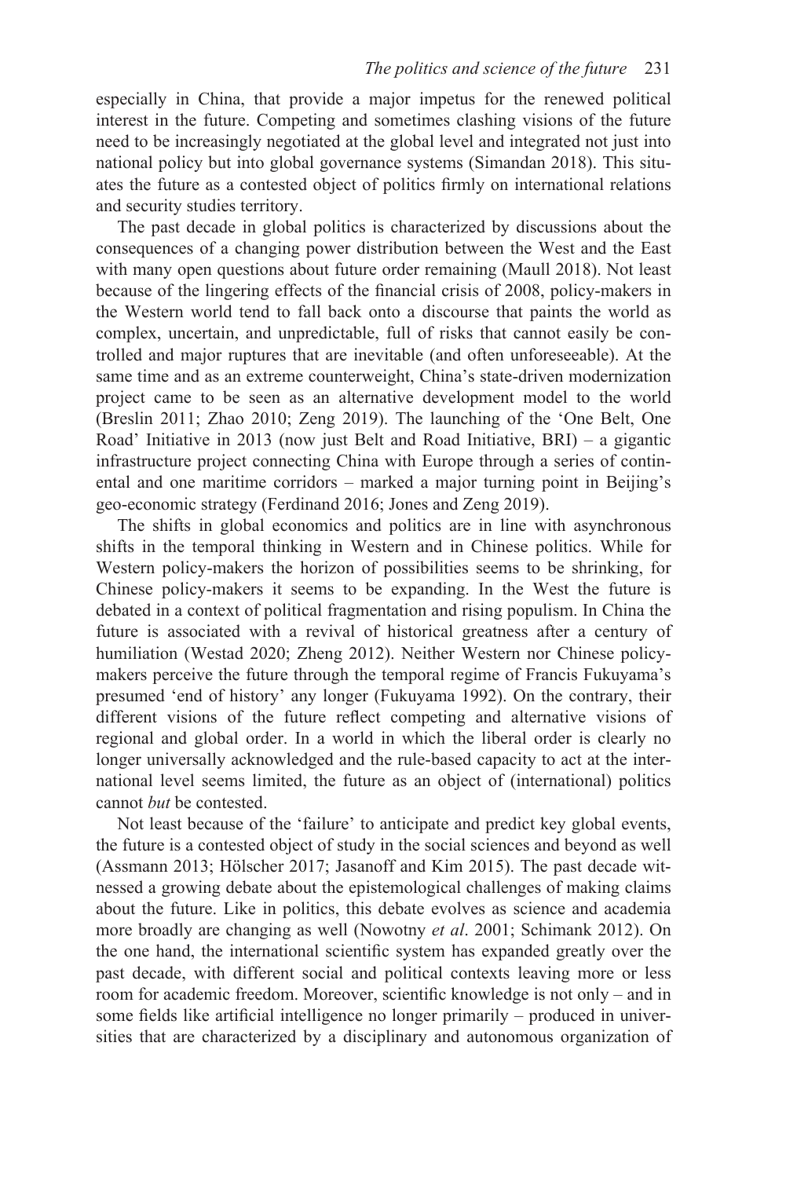especially in China, that provide a major impetus for the renewed political interest in the future. Competing and sometimes clashing visions of the future need to be increasingly negotiated at the global level and integrated not just into national policy but into global governance systems (Simandan 2018). This situates the future as a contested object of politics firmly on international relations and security studies territory.

The past decade in global politics is characterized by discussions about the consequences of a changing power distribution between the West and the East with many open questions about future order remaining (Maull 2018). Not least because of the lingering effects of the financial crisis of 2008, policy-makers in the Western world tend to fall back onto a discourse that paints the world as complex, uncertain, and unpredictable, full of risks that cannot easily be controlled and major ruptures that are inevitable (and often unforeseeable). At the same time and as an extreme counterweight, China's state-driven modernization project came to be seen as an alternative development model to the world (Breslin 2011; Zhao 2010; Zeng 2019). The launching of the 'One Belt, One Road' Initiative in 2013 (now just Belt and Road Initiative, BRI) – a gigantic infrastructure project connecting China with Europe through a series of continental and one maritime corridors – marked a major turning point in Beijing's geo-economic strategy (Ferdinand 2016; Jones and Zeng 2019).

The shifts in global economics and politics are in line with asynchronous shifts in the temporal thinking in Western and in Chinese politics. While for Western policy-makers the horizon of possibilities seems to be shrinking, for Chinese policy-makers it seems to be expanding. In the West the future is debated in a context of political fragmentation and rising populism. In China the future is associated with a revival of historical greatness after a century of humiliation (Westad 2020; Zheng 2012). Neither Western nor Chinese policy-makers perceive the future through the temporal regime of Francis Fukuyama's presumed 'end of history' any longer (Fukuyama 1992). On the contrary, their different visions of the future reflect competing and alternative visions of regional and global order. In a world in which the liberal order is clearly no longer universally acknowledged and the rule-based capacity to act at the international level seems limited, the future as an object of (international) politics cannot *but* be contested.

Not least because of the 'failure' to anticipate and predict key global events, the future is a contested object of study in the social sciences and beyond as well (Assmann 2013; Hölscher 2017; Jasanoff and Kim 2015). The past decade witnessed a growing debate about the epistemological challenges of making claims about the future. Like in politics, this debate evolves as science and academia more broadly are changing as well (Nowotny *et al*. 2001; Schimank 2012). On the one hand, the international scientific system has expanded greatly over the past decade, with different social and political contexts leaving more or less room for academic freedom. Moreover, scientific knowledge is not only – and in some fields like artificial intelligence no longer primarily – produced in universities that are characterized by a disciplinary and autonomous organization of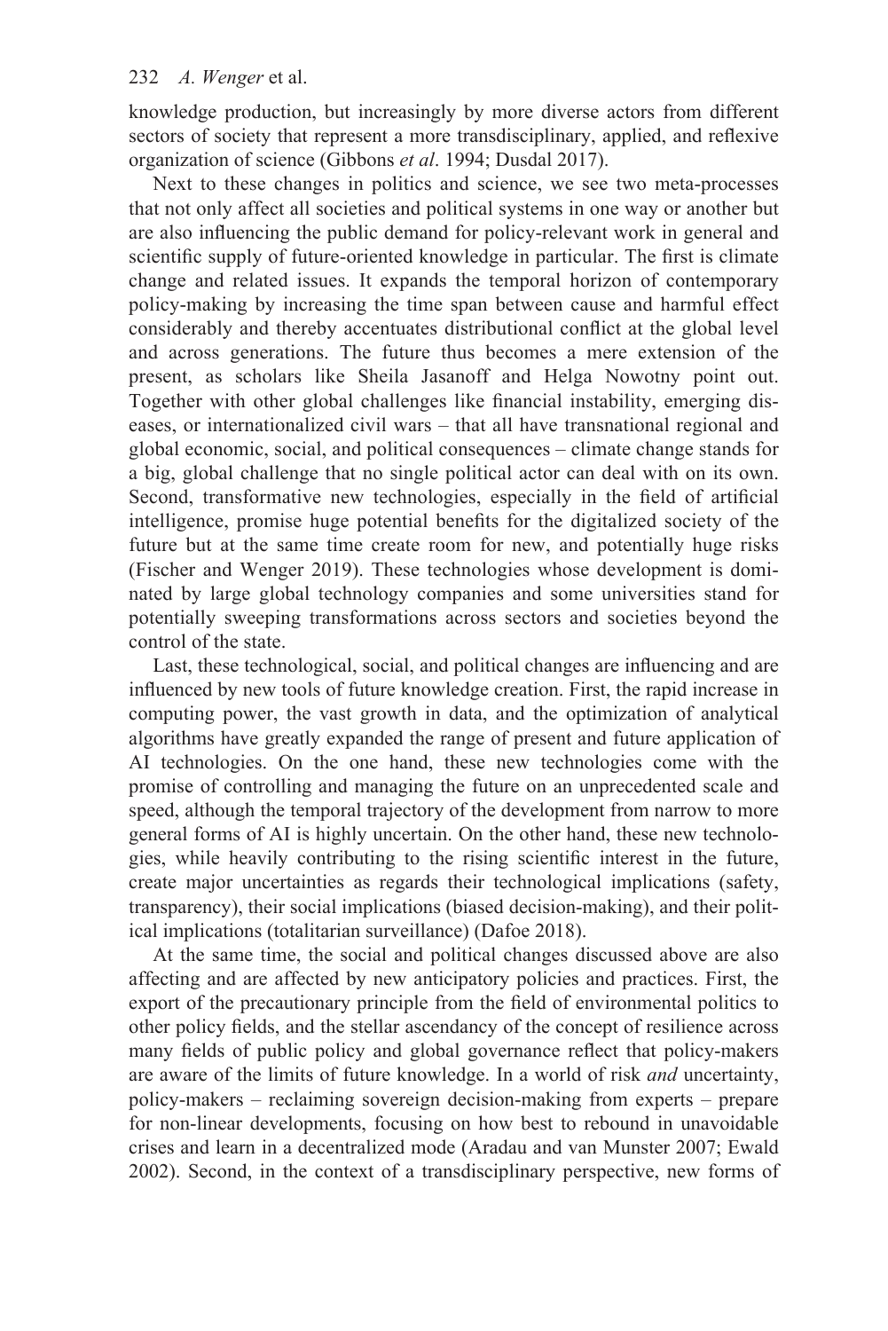knowledge production, but increasingly by more diverse actors from different sectors of society that represent a more transdisciplinary, applied, and reflexive organization of science (Gibbons *et al*. 1994; Dusdal 2017).

Next to these changes in politics and science, we see two meta-processes that not only affect all societies and political systems in one way or another but are also influencing the public demand for policy-relevant work in general and scientific supply of future-oriented knowledge in particular. The first is climate change and related issues. It expands the temporal horizon of contemporary policy-making by increasing the time span between cause and harmful effect considerably and thereby accentuates distributional conflict at the global level and across generations. The future thus becomes a mere extension of the present, as scholars like Sheila Jasanoff and Helga Nowotny point out. Together with other global challenges like financial instability, emerging diseases, or internationalized civil wars – that all have transnational regional and global economic, social, and political consequences – climate change stands for a big, global challenge that no single political actor can deal with on its own. Second, transformative new technologies, especially in the field of artificial intelligence, promise huge potential benefits for the digitalized society of the future but at the same time create room for new, and potentially huge risks (Fischer and Wenger 2019). These technologies whose development is dominated by large global technology companies and some universities stand for potentially sweeping transformations across sectors and societies beyond the control of the state.

Last, these technological, social, and political changes are influencing and are influenced by new tools of future knowledge creation. First, the rapid increase in computing power, the vast growth in data, and the optimization of analytical algorithms have greatly expanded the range of present and future application of AI technologies. On the one hand, these new technologies come with the promise of controlling and managing the future on an unprecedented scale and speed, although the temporal trajectory of the development from narrow to more general forms of AI is highly uncertain. On the other hand, these new technologies, while heavily contributing to the rising scientific interest in the future, create major uncertainties as regards their technological implications (safety, transparency), their social implications (biased decision-making), and their political implications (totalitarian surveillance) (Dafoe 2018).

At the same time, the social and political changes discussed above are also affecting and are affected by new anticipatory policies and practices. First, the export of the precautionary principle from the field of environmental politics to other policy fields, and the stellar ascendancy of the concept of resilience across many fields of public policy and global governance reflect that policy-makers are aware of the limits of future knowledge. In a world of risk *and* uncertainty, policy-makers – reclaiming sovereign decision-making from experts – prepare for non-linear developments, focusing on how best to rebound in unavoidable crises and learn in a decentralized mode (Aradau and van Munster 2007; Ewald 2002). Second, in the context of a transdisciplinary perspective, new forms of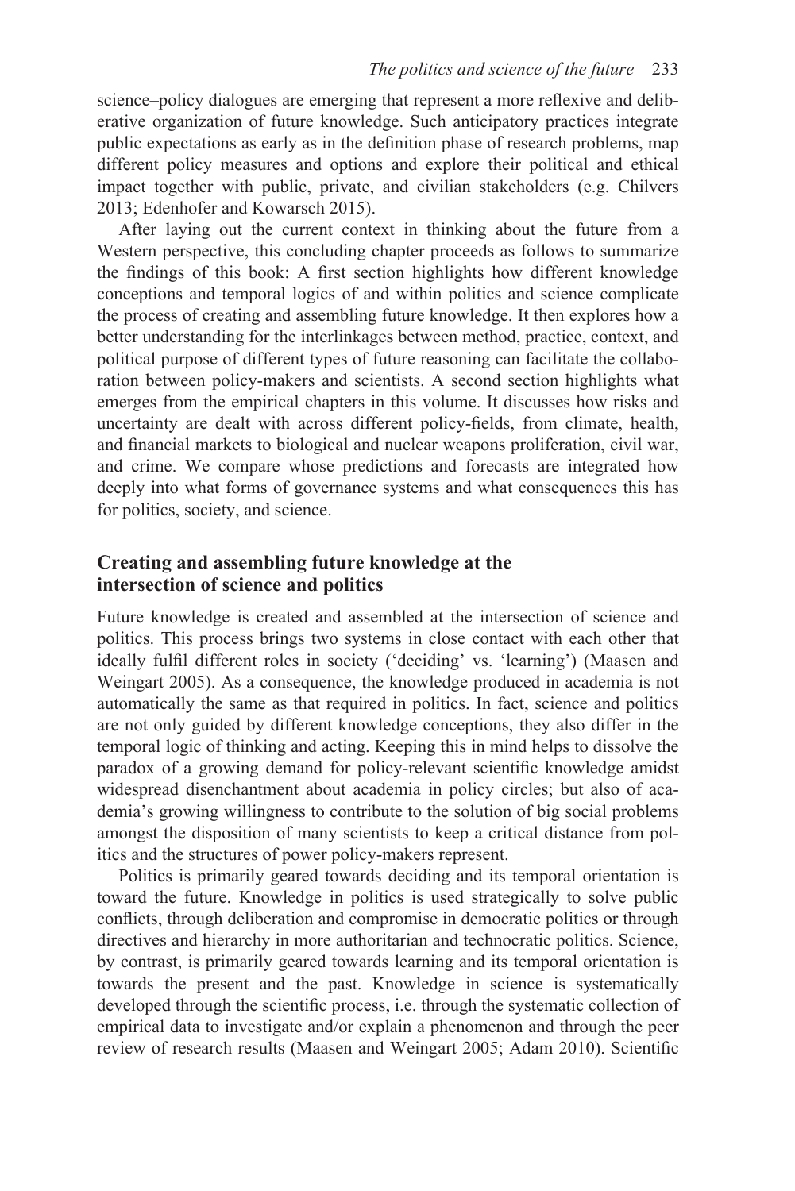science–policy dialogues are emerging that represent a more reflexive and deliberative organization of future knowledge. Such anticipatory practices integrate public expectations as early as in the definition phase of research problems, map different policy measures and options and explore their political and ethical impact together with public, private, and civilian stakeholders (e.g. Chilvers 2013; Edenhofer and Kowarsch 2015).

After laying out the current context in thinking about the future from a Western perspective, this concluding chapter proceeds as follows to summarize the findings of this book: A first section highlights how different knowledge conceptions and temporal logics of and within politics and science complicate the process of creating and assembling future knowledge. It then explores how a better understanding for the interlinkages between method, practice, context, and political purpose of different types of future reasoning can facilitate the collaboration between policy-makers and scientists. A second section highlights what emerges from the empirical chapters in this volume. It discusses how risks and uncertainty are dealt with across different policy-fields, from climate, health, and financial markets to biological and nuclear weapons proliferation, civil war, and crime. We compare whose predictions and forecasts are integrated how deeply into what forms of governance systems and what consequences this has for politics, society, and science.

## Creating and assembling future knowledge at the intersection of science and politics

Future knowledge is created and assembled at the intersection of science and politics. This process brings two systems in close contact with each other that ideally fulfil different roles in society ('deciding' vs. 'learning') (Maasen and Weingart 2005). As a consequence, the knowledge produced in academia is not automatically the same as that required in politics. In fact, science and politics are not only guided by different knowledge conceptions, they also differ in the temporal logic of thinking and acting. Keeping this in mind helps to dissolve the paradox of a growing demand for policy-relevant scientific knowledge amidst widespread disenchantment about academia in policy circles; but also of academia's growing willingness to contribute to the solution of big social problems amongst the disposition of many scientists to keep a critical distance from politics and the structures of power policy-makers represent.

Politics is primarily geared towards deciding and its temporal orientation is toward the future. Knowledge in politics is used strategically to solve public conflicts, through deliberation and compromise in democratic politics or through directives and hierarchy in more authoritarian and technocratic politics. Science, by contrast, is primarily geared towards learning and its temporal orientation is towards the present and the past. Knowledge in science is systematically developed through the scientific process, i.e. through the systematic collection of empirical data to investigate and/or explain a phenomenon and through the peer review of research results (Maasen and Weingart 2005; Adam 2010). Scientific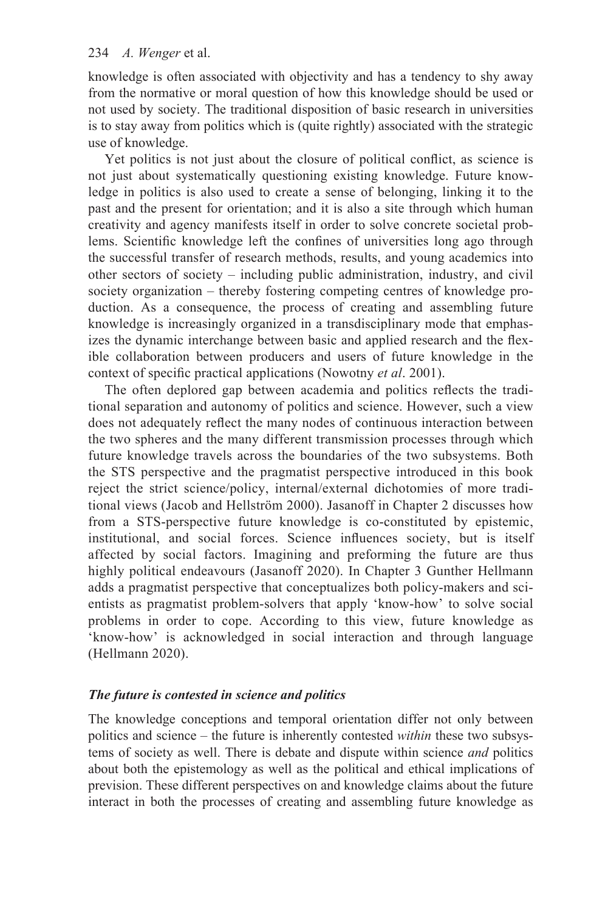knowledge is often associated with objectivity and has a tendency to shy away from the normative or moral question of how this knowledge should be used or not used by society. The traditional disposition of basic research in universities is to stay away from politics which is (quite rightly) associated with the strategic use of knowledge.

Yet politics is not just about the closure of political conflict, as science is not just about systematically questioning existing knowledge. Future knowledge in politics is also used to create a sense of belonging, linking it to the past and the present for orientation; and it is also a site through which human creativity and agency manifests itself in order to solve concrete societal problems. Scientific knowledge left the confines of universities long ago through the successful transfer of research methods, results, and young academics into other sectors of society – including public administration, industry, and civil society organization – thereby fostering competing centres of knowledge production. As a consequence, the process of creating and assembling future knowledge is increasingly organized in a transdisciplinary mode that emphasizes the dynamic interchange between basic and applied research and the flexible collaboration between producers and users of future knowledge in the context of specific practical applications (Nowotny *et al*. 2001).

The often deplored gap between academia and politics reflects the traditional separation and autonomy of politics and science. However, such a view does not adequately reflect the many nodes of continuous interaction between the two spheres and the many different transmission processes through which future knowledge travels across the boundaries of the two subsystems. Both the STS perspective and the pragmatist perspective introduced in this book reject the strict science/policy, internal/external dichotomies of more traditional views (Jacob and Hellström 2000). Jasanoff in Chapter 2 discusses how from a STS-perspective future knowledge is co-constituted by epistemic, institutional, and social forces. Science influences society, but is itself affected by social factors. Imagining and preforming the future are thus highly political endeavours (Jasanoff 2020). In Chapter 3 Gunther Hellmann adds a pragmatist perspective that conceptualizes both policy-makers and scientists as pragmatist problem-solvers that apply 'know-how' to solve social problems in order to cope. According to this view, future knowledge as 'know-how' is acknowledged in social interaction and through language (Hellmann 2020).

### *The future is contested in science and politics*

The knowledge conceptions and temporal orientation differ not only between politics and science – the future is inherently contested *within* these two subsystems of society as well. There is debate and dispute within science *and* politics about both the epistemology as well as the political and ethical implications of prevision. These different perspectives on and knowledge claims about the future interact in both the processes of creating and assembling future knowledge as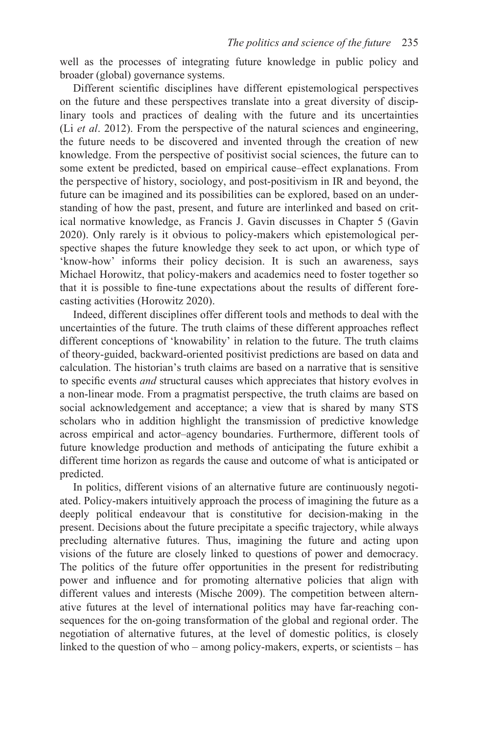well as the processes of integrating future knowledge in public policy and broader (global) governance systems.

Different scientific disciplines have different epistemological perspectives on the future and these perspectives translate into a great diversity of disciplinary tools and practices of dealing with the future and its uncertainties (Li *et al*. 2012). From the perspective of the natural sciences and engineering, the future needs to be discovered and invented through the creation of new knowledge. From the perspective of positivist social sciences, the future can to some extent be predicted, based on empirical cause–effect explanations. From the perspective of history, sociology, and post-positivism in IR and beyond, the future can be imagined and its possibilities can be explored, based on an understanding of how the past, present, and future are interlinked and based on critical normative knowledge, as Francis J. Gavin discusses in Chapter 5 (Gavin 2020). Only rarely is it obvious to policy-makers which epistemological perspective shapes the future knowledge they seek to act upon, or which type of 'know-how' informs their policy decision. It is such an awareness, says Michael Horowitz, that policy-makers and academics need to foster together so that it is possible to fine-tune expectations about the results of different forecasting activities (Horowitz 2020).

Indeed, different disciplines offer different tools and methods to deal with the uncertainties of the future. The truth claims of these different approaches reflect different conceptions of 'knowability' in relation to the future. The truth claims of theory-guided, backward-oriented positivist predictions are based on data and calculation. The historian's truth claims are based on a narrative that is sensitive to specific events *and* structural causes which appreciates that history evolves in a non-linear mode. From a pragmatist perspective, the truth claims are based on social acknowledgement and acceptance; a view that is shared by many STS scholars who in addition highlight the transmission of predictive knowledge across empirical and actor–agency boundaries. Furthermore, different tools of future knowledge production and methods of anticipating the future exhibit a different time horizon as regards the cause and outcome of what is anticipated or predicted.

In politics, different visions of an alternative future are continuously negotiated. Policy-makers intuitively approach the process of imagining the future as a deeply political endeavour that is constitutive for decision-making in the present. Decisions about the future precipitate a specific trajectory, while always precluding alternative futures. Thus, imagining the future and acting upon visions of the future are closely linked to questions of power and democracy. The politics of the future offer opportunities in the present for redistributing power and influence and for promoting alternative policies that align with different values and interests (Mische 2009). The competition between alternative futures at the level of international politics may have far-reaching consequences for the on-going transformation of the global and regional order. The negotiation of alternative futures, at the level of domestic politics, is closely linked to the question of who – among policy-makers, experts, or scientists – has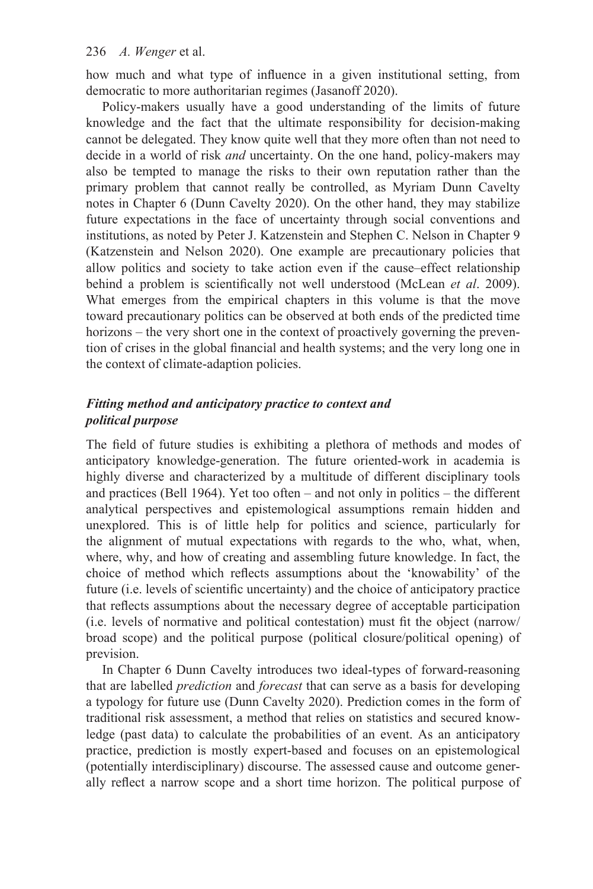how much and what type of influence in a given institutional setting, from democratic to more authoritarian regimes (Jasanoff 2020).

Policy-makers usually have a good understanding of the limits of future knowledge and the fact that the ultimate responsibility for decision-making cannot be delegated. They know quite well that they more often than not need to decide in a world of risk *and* uncertainty. On the one hand, policy-makers may also be tempted to manage the risks to their own reputation rather than the primary problem that cannot really be controlled, as Myriam Dunn Cavelty notes in Chapter 6 (Dunn Cavelty 2020). On the other hand, they may stabilize future expectations in the face of uncertainty through social conventions and institutions, as noted by Peter J. Katzenstein and Stephen C. Nelson in Chapter 9 (Katzenstein and Nelson 2020). One example are precautionary policies that allow politics and society to take action even if the cause–effect relationship behind a problem is scientifically not well understood (McLean *et al*. 2009). What emerges from the empirical chapters in this volume is that the move toward precautionary politics can be observed at both ends of the predicted time horizons – the very short one in the context of proactively governing the prevention of crises in the global financial and health systems; and the very long one in the context of climate-adaption policies.

### *Fitting method and anticipatory practice to context and political purpose*

The field of future studies is exhibiting a plethora of methods and modes of anticipatory knowledge-generation. The future oriented-work in academia is highly diverse and characterized by a multitude of different disciplinary tools and practices (Bell 1964). Yet too often – and not only in politics – the different analytical perspectives and epistemological assumptions remain hidden and unexplored. This is of little help for politics and science, particularly for the alignment of mutual expectations with regards to the who, what, when, where, why, and how of creating and assembling future knowledge. In fact, the choice of method which reflects assumptions about the 'knowability' of the future (i.e. levels of scientific uncertainty) and the choice of anticipatory practice that reflects assumptions about the necessary degree of acceptable participation (i.e. levels of normative and political contestation) must fit the object (narrow/broad scope) and the political purpose (political closure/political opening) of prevision.

In Chapter 6 Dunn Cavelty introduces two ideal-types of forward-reasoning that are labelled *prediction* and *forecast* that can serve as a basis for developing a typology for future use (Dunn Cavelty 2020). Prediction comes in the form of traditional risk assessment, a method that relies on statistics and secured knowledge (past data) to calculate the probabilities of an event. As an anticipatory practice, prediction is mostly expert-based and focuses on an epistemological (potentially interdisciplinary) discourse. The assessed cause and outcome generally reflect a narrow scope and a short time horizon. The political purpose of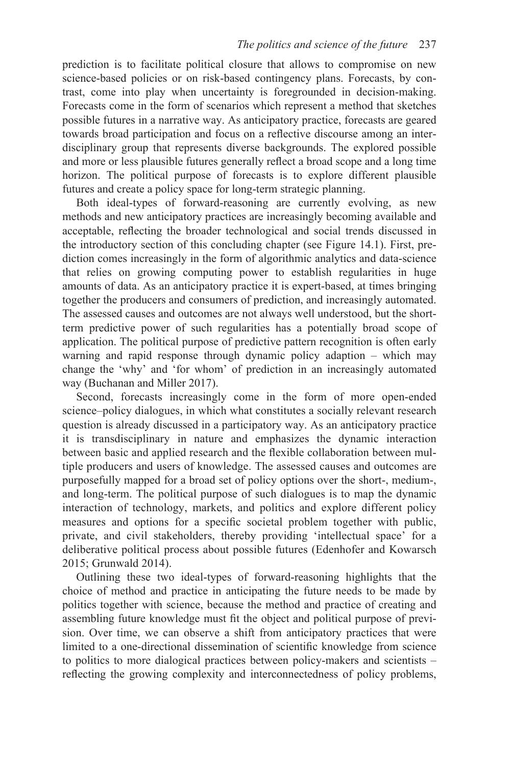prediction is to facilitate political closure that allows to compromise on new science-based policies or on risk-based contingency plans. Forecasts, by contrast, come into play when uncertainty is foregrounded in decision-making. Forecasts come in the form of scenarios which represent a method that sketches possible futures in a narrative way. As anticipatory practice, forecasts are geared towards broad participation and focus on a reflective discourse among an interdisciplinary group that represents diverse backgrounds. The explored possible and more or less plausible futures generally reflect a broad scope and a long time horizon. The political purpose of forecasts is to explore different plausible futures and create a policy space for long-term strategic planning.

Both ideal-types of forward-reasoning are currently evolving, as new methods and new anticipatory practices are increasingly becoming available and acceptable, reflecting the broader technological and social trends discussed in the introductory section of this concluding chapter (see Figure 14.1). First, prediction comes increasingly in the form of algorithmic analytics and data-science that relies on growing computing power to establish regularities in huge amounts of data. As an anticipatory practice it is expert-based, at times bringing together the producers and consumers of prediction, and increasingly automated. The assessed causes and outcomes are not always well understood, but the short-term predictive power of such regularities has a potentially broad scope of application. The political purpose of predictive pattern recognition is often early warning and rapid response through dynamic policy adaption – which may change the 'why' and 'for whom' of prediction in an increasingly automated way (Buchanan and Miller 2017).

Second, forecasts increasingly come in the form of more open-ended science–policy dialogues, in which what constitutes a socially relevant research question is already discussed in a participatory way. As an anticipatory practice it is transdisciplinary in nature and emphasizes the dynamic interaction between basic and applied research and the flexible collaboration between multiple producers and users of knowledge. The assessed causes and outcomes are purposefully mapped for a broad set of policy options over the short-, medium-, and long-term. The political purpose of such dialogues is to map the dynamic interaction of technology, markets, and politics and explore different policy measures and options for a specific societal problem together with public, private, and civil stakeholders, thereby providing 'intellectual space' for a deliberative political process about possible futures (Edenhofer and Kowarsch 2015; Grunwald 2014).

Outlining these two ideal-types of forward-reasoning highlights that the choice of method and practice in anticipating the future needs to be made by politics together with science, because the method and practice of creating and assembling future knowledge must fit the object and political purpose of prevision. Over time, we can observe a shift from anticipatory practices that were limited to a one-directional dissemination of scientific knowledge from science to politics to more dialogical practices between policy-makers and scientists – reflecting the growing complexity and interconnectedness of policy problems,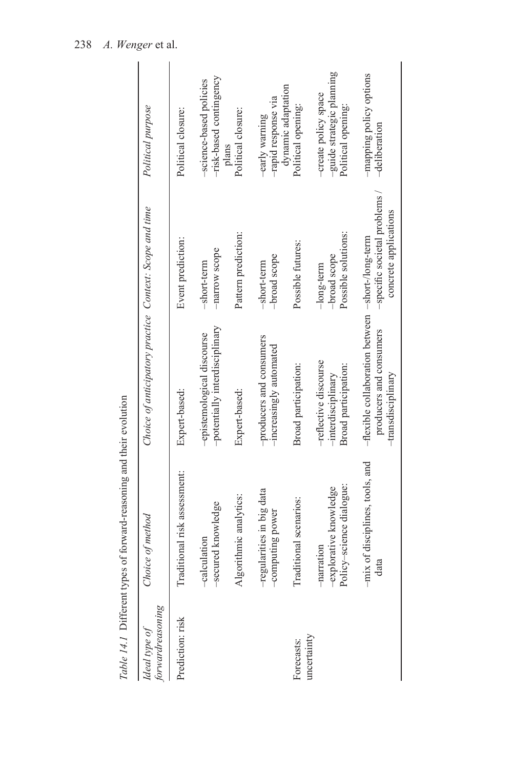Table 14.1 Different types of forward-reasoning and their evolution

| Ideal type of forwardreasoning | Choice of method | Choice of anticipatory practice | Context: Scope and time | Political purpose |
|---|---|---|---|---|
| Prediction: risk | Traditional risk assessment: | Expert-based: | Event prediction: | Political closure: |
| | –calculation<br>–secured knowledge | –epistemological discourse<br>–potentially interdisciplinary | –short-term<br>–narrow scope | –science-based policies<br>–risk-based contingency plans |
| | Algorithmic analytics: | Expert-based: | Pattern prediction: | Political closure: |
| | –regularities in big data<br>–computing power | –producers and consumers<br>–increasingly automated | –short-term<br>–broad scope | –early warning<br>–rapid response via dynamic adaptation |
| Forecasts: uncertainty | Traditional scenarios: | Broad participation: | Possible futures: | Political opening: |
| | –narration<br>–explorative knowledge | –reflective discourse<br>–interdisciplinary | –long-term<br>–broad scope | –create policy space<br>–guide strategic planning |
| | Policy–science dialogue: | Broad participation: | Possible solutions: | Political opening: |
| | –mix of disciplines, tools, and data | –flexible collaboration between producers and consumers<br>–transdisciplinary | –short-/long-term<br>–specific societal problems / concrete applications | –mapping policy options<br>–deliberation |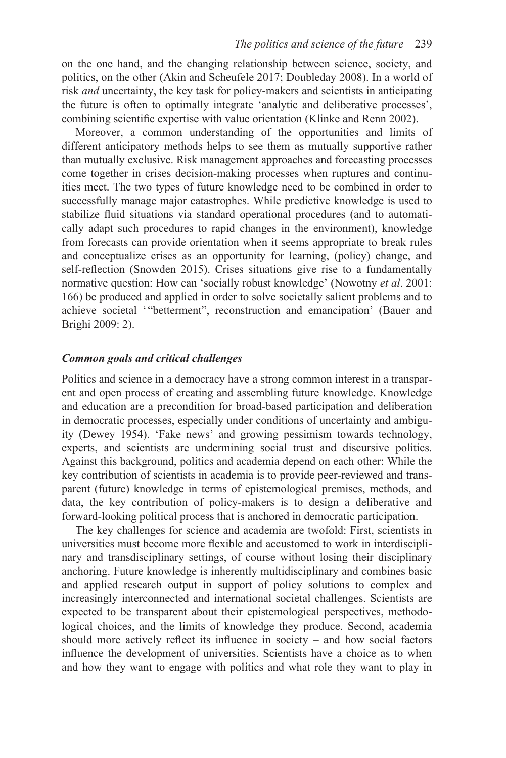on the one hand, and the changing relationship between science, society, and politics, on the other (Akin and Scheufele 2017; Doubleday 2008). In a world of risk *and* uncertainty, the key task for policy-makers and scientists in anticipating the future is often to optimally integrate 'analytic and deliberative processes', combining scientific expertise with value orientation (Klinke and Renn 2002).

Moreover, a common understanding of the opportunities and limits of different anticipatory methods helps to see them as mutually supportive rather than mutually exclusive. Risk management approaches and forecasting processes come together in crises decision-making processes when ruptures and continuities meet. The two types of future knowledge need to be combined in order to successfully manage major catastrophes. While predictive knowledge is used to stabilize fluid situations via standard operational procedures (and to automatically adapt such procedures to rapid changes in the environment), knowledge from forecasts can provide orientation when it seems appropriate to break rules and conceptualize crises as an opportunity for learning, (policy) change, and self-reflection (Snowden 2015). Crises situations give rise to a fundamentally normative question: How can 'socially robust knowledge' (Nowotny *et al*. 2001: 166) be produced and applied in order to solve societally salient problems and to achieve societal '"betterment", reconstruction and emancipation' (Bauer and Brighi 2009: 2).

### *Common goals and critical challenges*

Politics and science in a democracy have a strong common interest in a transparent and open process of creating and assembling future knowledge. Knowledge and education are a precondition for broad-based participation and deliberation in democratic processes, especially under conditions of uncertainty and ambiguity (Dewey 1954). 'Fake news' and growing pessimism towards technology, experts, and scientists are undermining social trust and discursive politics. Against this background, politics and academia depend on each other: While the key contribution of scientists in academia is to provide peer-reviewed and transparent (future) knowledge in terms of epistemological premises, methods, and data, the key contribution of policy-makers is to design a deliberative and forward-looking political process that is anchored in democratic participation.

The key challenges for science and academia are twofold: First, scientists in universities must become more flexible and accustomed to work in interdisciplinary and transdisciplinary settings, of course without losing their disciplinary anchoring. Future knowledge is inherently multidisciplinary and combines basic and applied research output in support of policy solutions to complex and increasingly interconnected and international societal challenges. Scientists are expected to be transparent about their epistemological perspectives, methodological choices, and the limits of knowledge they produce. Second, academia should more actively reflect its influence in society – and how social factors influence the development of universities. Scientists have a choice as to when and how they want to engage with politics and what role they want to play in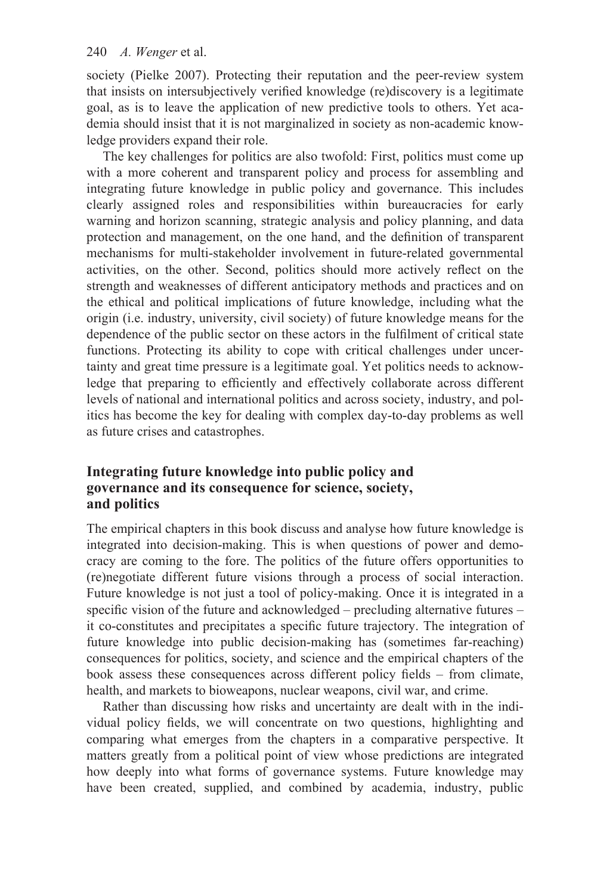society (Pielke 2007). Protecting their reputation and the peer-review system that insists on intersubjectively verified knowledge (re)discovery is a legitimate goal, as is to leave the application of new predictive tools to others. Yet academia should insist that it is not marginalized in society as non-academic knowledge providers expand their role.

The key challenges for politics are also twofold: First, politics must come up with a more coherent and transparent policy and process for assembling and integrating future knowledge in public policy and governance. This includes clearly assigned roles and responsibilities within bureaucracies for early warning and horizon scanning, strategic analysis and policy planning, and data protection and management, on the one hand, and the definition of transparent mechanisms for multi-stakeholder involvement in future-related governmental activities, on the other. Second, politics should more actively reflect on the strength and weaknesses of different anticipatory methods and practices and on the ethical and political implications of future knowledge, including what the origin (i.e. industry, university, civil society) of future knowledge means for the dependence of the public sector on these actors in the fulfilment of critical state functions. Protecting its ability to cope with critical challenges under uncertainty and great time pressure is a legitimate goal. Yet politics needs to acknowledge that preparing to efficiently and effectively collaborate across different levels of national and international politics and across society, industry, and politics has become the key for dealing with complex day-to-day problems as well as future crises and catastrophes.

## Integrating future knowledge into public policy and governance and its consequence for science, society, and politics

The empirical chapters in this book discuss and analyse how future knowledge is integrated into decision-making. This is when questions of power and democracy are coming to the fore. The politics of the future offers opportunities to (re)negotiate different future visions through a process of social interaction. Future knowledge is not just a tool of policy-making. Once it is integrated in a specific vision of the future and acknowledged – precluding alternative futures – it co-constitutes and precipitates a specific future trajectory. The integration of future knowledge into public decision-making has (sometimes far-reaching) consequences for politics, society, and science and the empirical chapters of the book assess these consequences across different policy fields – from climate, health, and markets to bioweapons, nuclear weapons, civil war, and crime.

Rather than discussing how risks and uncertainty are dealt with in the individual policy fields, we will concentrate on two questions, highlighting and comparing what emerges from the chapters in a comparative perspective. It matters greatly from a political point of view whose predictions are integrated how deeply into what forms of governance systems. Future knowledge may have been created, supplied, and combined by academia, industry, public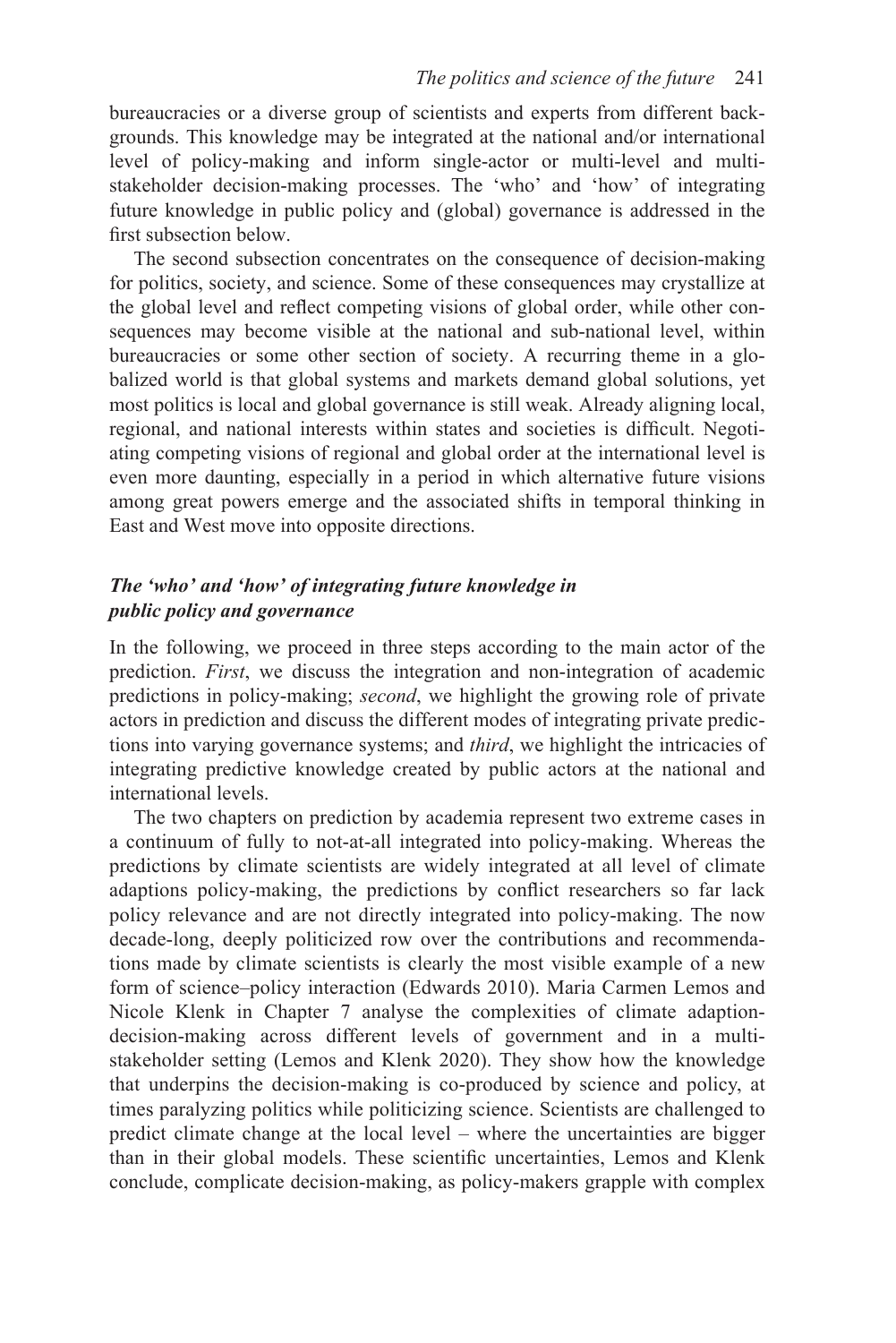bureaucracies or a diverse group of scientists and experts from different backgrounds. This knowledge may be integrated at the national and/or international level of policy-making and inform single-actor or multi-level and multi-stakeholder decision-making processes. The 'who' and 'how' of integrating future knowledge in public policy and (global) governance is addressed in the first subsection below.

The second subsection concentrates on the consequence of decision-making for politics, society, and science. Some of these consequences may crystallize at the global level and reflect competing visions of global order, while other consequences may become visible at the national and sub-national level, within bureaucracies or some other section of society. A recurring theme in a globalized world is that global systems and markets demand global solutions, yet most politics is local and global governance is still weak. Already aligning local, regional, and national interests within states and societies is difficult. Negotiating competing visions of regional and global order at the international level is even more daunting, especially in a period in which alternative future visions among great powers emerge and the associated shifts in temporal thinking in East and West move into opposite directions.

### *The 'who' and 'how' of integrating future knowledge in public policy and governance*

In the following, we proceed in three steps according to the main actor of the prediction. *First*, we discuss the integration and non-integration of academic predictions in policy-making; *second*, we highlight the growing role of private actors in prediction and discuss the different modes of integrating private predictions into varying governance systems; and *third*, we highlight the intricacies of integrating predictive knowledge created by public actors at the national and international levels.

The two chapters on prediction by academia represent two extreme cases in a continuum of fully to not-at-all integrated into policy-making. Whereas the predictions by climate scientists are widely integrated at all level of climate adaptions policy-making, the predictions by conflict researchers so far lack policy relevance and are not directly integrated into policy-making. The now decade-long, deeply politicized row over the contributions and recommendations made by climate scientists is clearly the most visible example of a new form of science–policy interaction (Edwards 2010). Maria Carmen Lemos and Nicole Klenk in Chapter 7 analyse the complexities of climate adaption-decision-making across different levels of government and in a multi-stakeholder setting (Lemos and Klenk 2020). They show how the knowledge that underpins the decision-making is co-produced by science and policy, at times paralyzing politics while politicizing science. Scientists are challenged to predict climate change at the local level – where the uncertainties are bigger than in their global models. These scientific uncertainties, Lemos and Klenk conclude, complicate decision-making, as policy-makers grapple with complex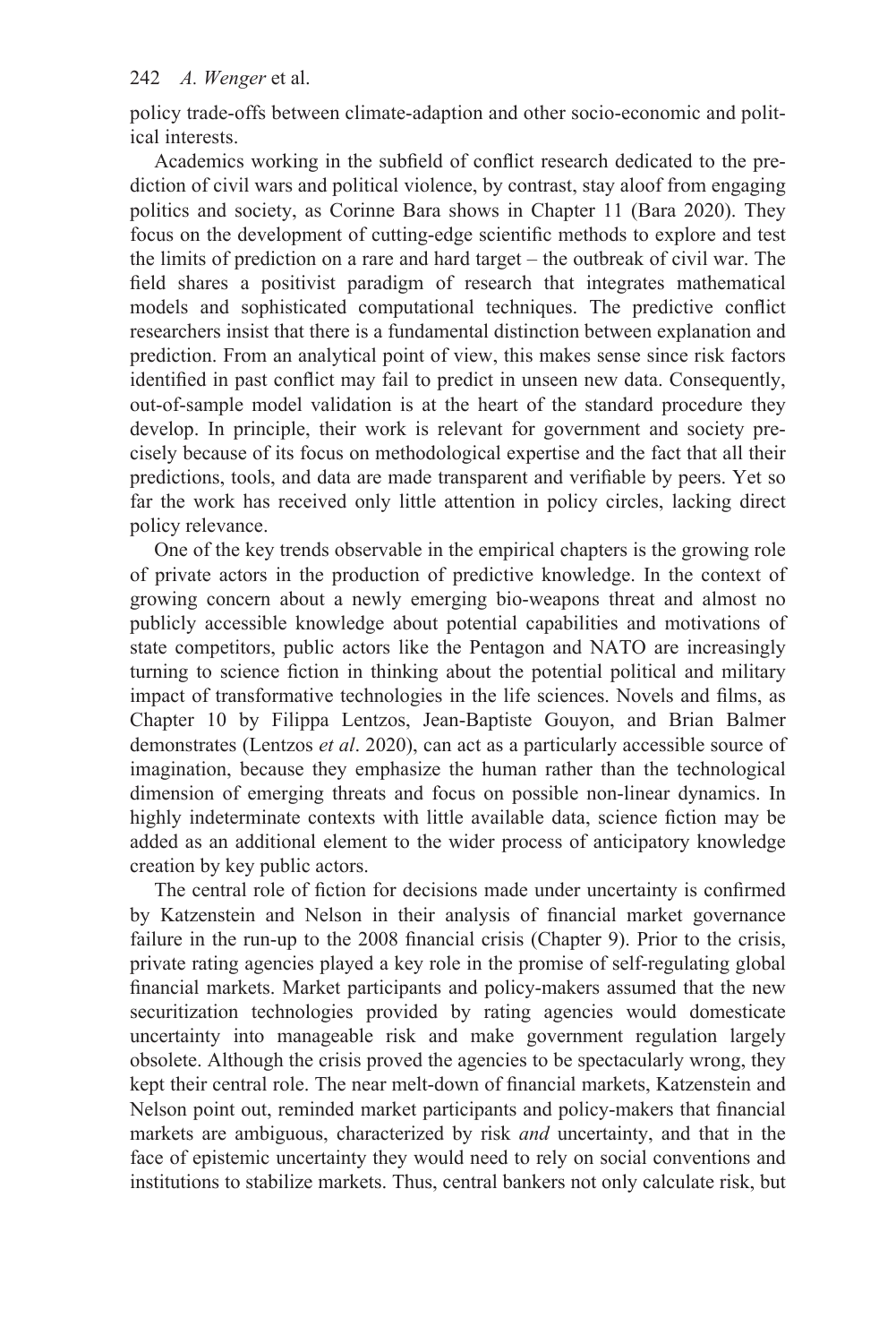policy trade-offs between climate-adaption and other socio-economic and political interests.

Academics working in the subfield of conflict research dedicated to the prediction of civil wars and political violence, by contrast, stay aloof from engaging politics and society, as Corinne Bara shows in Chapter 11 (Bara 2020). They focus on the development of cutting-edge scientific methods to explore and test the limits of prediction on a rare and hard target – the outbreak of civil war. The field shares a positivist paradigm of research that integrates mathematical models and sophisticated computational techniques. The predictive conflict researchers insist that there is a fundamental distinction between explanation and prediction. From an analytical point of view, this makes sense since risk factors identified in past conflict may fail to predict in unseen new data. Consequently, out-of-sample model validation is at the heart of the standard procedure they develop. In principle, their work is relevant for government and society precisely because of its focus on methodological expertise and the fact that all their predictions, tools, and data are made transparent and verifiable by peers. Yet so far the work has received only little attention in policy circles, lacking direct policy relevance.

One of the key trends observable in the empirical chapters is the growing role of private actors in the production of predictive knowledge. In the context of growing concern about a newly emerging bio-weapons threat and almost no publicly accessible knowledge about potential capabilities and motivations of state competitors, public actors like the Pentagon and NATO are increasingly turning to science fiction in thinking about the potential political and military impact of transformative technologies in the life sciences. Novels and films, as Chapter 10 by Filippa Lentzos, Jean-Baptiste Gouyon, and Brian Balmer demonstrates (Lentzos *et al*. 2020), can act as a particularly accessible source of imagination, because they emphasize the human rather than the technological dimension of emerging threats and focus on possible non-linear dynamics. In highly indeterminate contexts with little available data, science fiction may be added as an additional element to the wider process of anticipatory knowledge creation by key public actors.

The central role of fiction for decisions made under uncertainty is confirmed by Katzenstein and Nelson in their analysis of financial market governance failure in the run-up to the 2008 financial crisis (Chapter 9). Prior to the crisis, private rating agencies played a key role in the promise of self-regulating global financial markets. Market participants and policy-makers assumed that the new securitization technologies provided by rating agencies would domesticate uncertainty into manageable risk and make government regulation largely obsolete. Although the crisis proved the agencies to be spectacularly wrong, they kept their central role. The near melt-down of financial markets, Katzenstein and Nelson point out, reminded market participants and policy-makers that financial markets are ambiguous, characterized by risk *and* uncertainty, and that in the face of epistemic uncertainty they would need to rely on social conventions and institutions to stabilize markets. Thus, central bankers not only calculate risk, but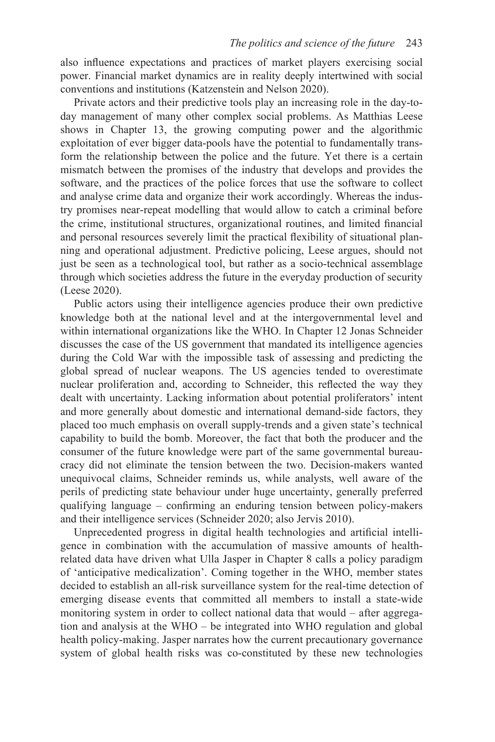also influence expectations and practices of market players exercising social power. Financial market dynamics are in reality deeply intertwined with social conventions and institutions (Katzenstein and Nelson 2020).

Private actors and their predictive tools play an increasing role in the day-to-day management of many other complex social problems. As Matthias Leese shows in Chapter 13, the growing computing power and the algorithmic exploitation of ever bigger data-pools have the potential to fundamentally transform the relationship between the police and the future. Yet there is a certain mismatch between the promises of the industry that develops and provides the software, and the practices of the police forces that use the software to collect and analyse crime data and organize their work accordingly. Whereas the industry promises near-repeat modelling that would allow to catch a criminal before the crime, institutional structures, organizational routines, and limited financial and personal resources severely limit the practical flexibility of situational planning and operational adjustment. Predictive policing, Leese argues, should not just be seen as a technological tool, but rather as a socio-technical assemblage through which societies address the future in the everyday production of security (Leese 2020).

Public actors using their intelligence agencies produce their own predictive knowledge both at the national level and at the intergovernmental level and within international organizations like the WHO. In Chapter 12 Jonas Schneider discusses the case of the US government that mandated its intelligence agencies during the Cold War with the impossible task of assessing and predicting the global spread of nuclear weapons. The US agencies tended to overestimate nuclear proliferation and, according to Schneider, this reflected the way they dealt with uncertainty. Lacking information about potential proliferators' intent and more generally about domestic and international demand-side factors, they placed too much emphasis on overall supply-trends and a given state's technical capability to build the bomb. Moreover, the fact that both the producer and the consumer of the future knowledge were part of the same governmental bureaucracy did not eliminate the tension between the two. Decision-makers wanted unequivocal claims, Schneider reminds us, while analysts, well aware of the perils of predicting state behaviour under huge uncertainty, generally preferred qualifying language – confirming an enduring tension between policy-makers and their intelligence services (Schneider 2020; also Jervis 2010).

Unprecedented progress in digital health technologies and artificial intelligence in combination with the accumulation of massive amounts of health-related data have driven what Ulla Jasper in Chapter 8 calls a policy paradigm of 'anticipative medicalization'. Coming together in the WHO, member states decided to establish an all-risk surveillance system for the real-time detection of emerging disease events that committed all members to install a state-wide monitoring system in order to collect national data that would – after aggregation and analysis at the WHO – be integrated into WHO regulation and global health policy-making. Jasper narrates how the current precautionary governance system of global health risks was co-constituted by these new technologies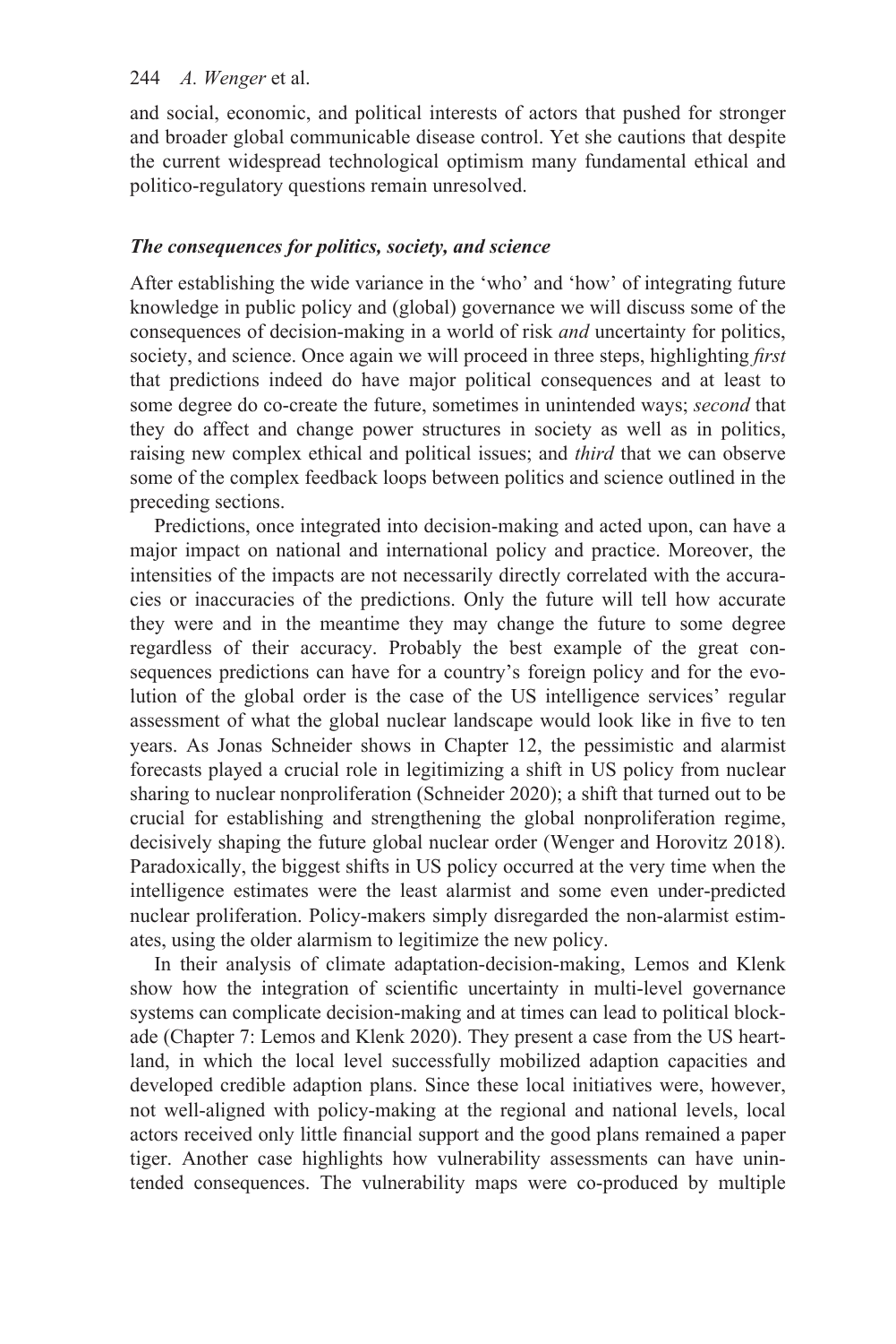and social, economic, and political interests of actors that pushed for stronger and broader global communicable disease control. Yet she cautions that despite the current widespread technological optimism many fundamental ethical and politico-regulatory questions remain unresolved.

### *The consequences for politics, society, and science*

After establishing the wide variance in the 'who' and 'how' of integrating future knowledge in public policy and (global) governance we will discuss some of the consequences of decision-making in a world of risk *and* uncertainty for politics, society, and science. Once again we will proceed in three steps, highlighting *first* that predictions indeed do have major political consequences and at least to some degree do co-create the future, sometimes in unintended ways; *second* that they do affect and change power structures in society as well as in politics, raising new complex ethical and political issues; and *third* that we can observe some of the complex feedback loops between politics and science outlined in the preceding sections.

Predictions, once integrated into decision-making and acted upon, can have a major impact on national and international policy and practice. Moreover, the intensities of the impacts are not necessarily directly correlated with the accuracies or inaccuracies of the predictions. Only the future will tell how accurate they were and in the meantime they may change the future to some degree regardless of their accuracy. Probably the best example of the great consequences predictions can have for a country's foreign policy and for the evolution of the global order is the case of the US intelligence services' regular assessment of what the global nuclear landscape would look like in five to ten years. As Jonas Schneider shows in Chapter 12, the pessimistic and alarmist forecasts played a crucial role in legitimizing a shift in US policy from nuclear sharing to nuclear nonproliferation (Schneider 2020); a shift that turned out to be crucial for establishing and strengthening the global nonproliferation regime, decisively shaping the future global nuclear order (Wenger and Horovitz 2018). Paradoxically, the biggest shifts in US policy occurred at the very time when the intelligence estimates were the least alarmist and some even under-predicted nuclear proliferation. Policy-makers simply disregarded the non-alarmist estimates, using the older alarmism to legitimize the new policy.

In their analysis of climate adaptation-decision-making, Lemos and Klenk show how the integration of scientific uncertainty in multi-level governance systems can complicate decision-making and at times can lead to political blockade (Chapter 7: Lemos and Klenk 2020). They present a case from the US heartland, in which the local level successfully mobilized adaption capacities and developed credible adaption plans. Since these local initiatives were, however, not well-aligned with policy-making at the regional and national levels, local actors received only little financial support and the good plans remained a paper tiger. Another case highlights how vulnerability assessments can have unintended consequences. The vulnerability maps were co-produced by multiple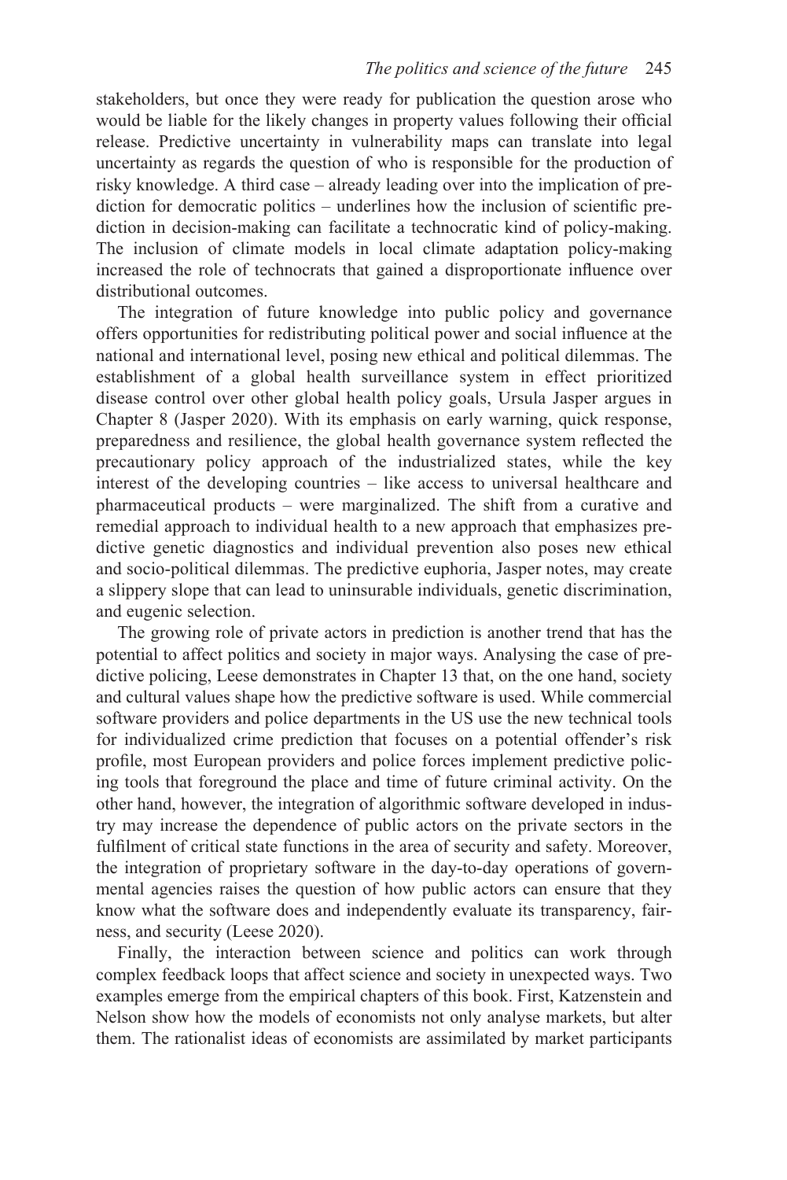stakeholders, but once they were ready for publication the question arose who would be liable for the likely changes in property values following their official release. Predictive uncertainty in vulnerability maps can translate into legal uncertainty as regards the question of who is responsible for the production of risky knowledge. A third case – already leading over into the implication of prediction for democratic politics – underlines how the inclusion of scientific prediction in decision-making can facilitate a technocratic kind of policy-making. The inclusion of climate models in local climate adaptation policy-making increased the role of technocrats that gained a disproportionate influence over distributional outcomes.

The integration of future knowledge into public policy and governance offers opportunities for redistributing political power and social influence at the national and international level, posing new ethical and political dilemmas. The establishment of a global health surveillance system in effect prioritized disease control over other global health policy goals, Ursula Jasper argues in Chapter 8 (Jasper 2020). With its emphasis on early warning, quick response, preparedness and resilience, the global health governance system reflected the precautionary policy approach of the industrialized states, while the key interest of the developing countries – like access to universal healthcare and pharmaceutical products – were marginalized. The shift from a curative and remedial approach to individual health to a new approach that emphasizes predictive genetic diagnostics and individual prevention also poses new ethical and socio-political dilemmas. The predictive euphoria, Jasper notes, may create a slippery slope that can lead to uninsurable individuals, genetic discrimination, and eugenic selection.

The growing role of private actors in prediction is another trend that has the potential to affect politics and society in major ways. Analysing the case of predictive policing, Leese demonstrates in Chapter 13 that, on the one hand, society and cultural values shape how the predictive software is used. While commercial software providers and police departments in the US use the new technical tools for individualized crime prediction that focuses on a potential offender's risk profile, most European providers and police forces implement predictive policing tools that foreground the place and time of future criminal activity. On the other hand, however, the integration of algorithmic software developed in industry may increase the dependence of public actors on the private sectors in the fulfilment of critical state functions in the area of security and safety. Moreover, the integration of proprietary software in the day-to-day operations of governmental agencies raises the question of how public actors can ensure that they know what the software does and independently evaluate its transparency, fairness, and security (Leese 2020).

Finally, the interaction between science and politics can work through complex feedback loops that affect science and society in unexpected ways. Two examples emerge from the empirical chapters of this book. First, Katzenstein and Nelson show how the models of economists not only analyse markets, but alter them. The rationalist ideas of economists are assimilated by market participants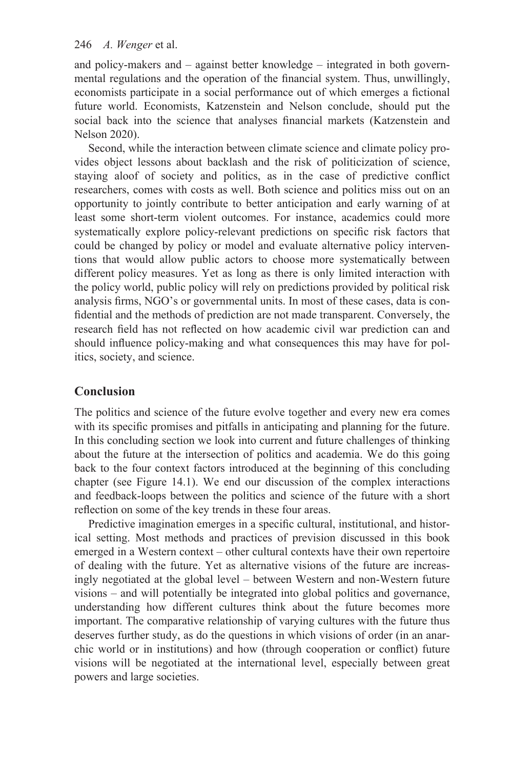and policy-makers and – against better knowledge – integrated in both governmental regulations and the operation of the financial system. Thus, unwillingly, economists participate in a social performance out of which emerges a fictional future world. Economists, Katzenstein and Nelson conclude, should put the social back into the science that analyses financial markets (Katzenstein and Nelson 2020).

Second, while the interaction between climate science and climate policy provides object lessons about backlash and the risk of politicization of science, staying aloof of society and politics, as in the case of predictive conflict researchers, comes with costs as well. Both science and politics miss out on an opportunity to jointly contribute to better anticipation and early warning of at least some short-term violent outcomes. For instance, academics could more systematically explore policy-relevant predictions on specific risk factors that could be changed by policy or model and evaluate alternative policy interventions that would allow public actors to choose more systematically between different policy measures. Yet as long as there is only limited interaction with the policy world, public policy will rely on predictions provided by political risk analysis firms, NGO's or governmental units. In most of these cases, data is confidential and the methods of prediction are not made transparent. Conversely, the research field has not reflected on how academic civil war prediction can and should influence policy-making and what consequences this may have for politics, society, and science.

## Conclusion

The politics and science of the future evolve together and every new era comes with its specific promises and pitfalls in anticipating and planning for the future. In this concluding section we look into current and future challenges of thinking about the future at the intersection of politics and academia. We do this going back to the four context factors introduced at the beginning of this concluding chapter (see Figure 14.1). We end our discussion of the complex interactions and feedback-loops between the politics and science of the future with a short reflection on some of the key trends in these four areas.

Predictive imagination emerges in a specific cultural, institutional, and historical setting. Most methods and practices of prevision discussed in this book emerged in a Western context – other cultural contexts have their own repertoire of dealing with the future. Yet as alternative visions of the future are increasingly negotiated at the global level – between Western and non-Western future visions – and will potentially be integrated into global politics and governance, understanding how different cultures think about the future becomes more important. The comparative relationship of varying cultures with the future thus deserves further study, as do the questions in which visions of order (in an anarchic world or in institutions) and how (through cooperation or conflict) future visions will be negotiated at the international level, especially between great powers and large societies.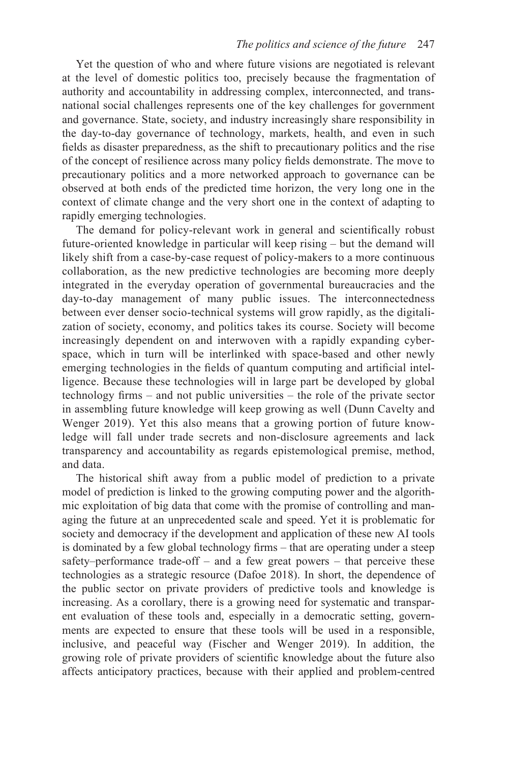Yet the question of who and where future visions are negotiated is relevant at the level of domestic politics too, precisely because the fragmentation of authority and accountability in addressing complex, interconnected, and transnational social challenges represents one of the key challenges for government and governance. State, society, and industry increasingly share responsibility in the day-to-day governance of technology, markets, health, and even in such fields as disaster preparedness, as the shift to precautionary politics and the rise of the concept of resilience across many policy fields demonstrate. The move to precautionary politics and a more networked approach to governance can be observed at both ends of the predicted time horizon, the very long one in the context of climate change and the very short one in the context of adapting to rapidly emerging technologies.

The demand for policy-relevant work in general and scientifically robust future-oriented knowledge in particular will keep rising – but the demand will likely shift from a case-by-case request of policy-makers to a more continuous collaboration, as the new predictive technologies are becoming more deeply integrated in the everyday operation of governmental bureaucracies and the day-to-day management of many public issues. The interconnectedness between ever denser socio-technical systems will grow rapidly, as the digitalization of society, economy, and politics takes its course. Society will become increasingly dependent on and interwoven with a rapidly expanding cyberspace, which in turn will be interlinked with space-based and other newly emerging technologies in the fields of quantum computing and artificial intelligence. Because these technologies will in large part be developed by global technology firms – and not public universities – the role of the private sector in assembling future knowledge will keep growing as well (Dunn Cavelty and Wenger 2019). Yet this also means that a growing portion of future knowledge will fall under trade secrets and non-disclosure agreements and lack transparency and accountability as regards epistemological premise, method, and data.

The historical shift away from a public model of prediction to a private model of prediction is linked to the growing computing power and the algorithmic exploitation of big data that come with the promise of controlling and managing the future at an unprecedented scale and speed. Yet it is problematic for society and democracy if the development and application of these new AI tools is dominated by a few global technology firms – that are operating under a steep safety–performance trade-off – and a few great powers – that perceive these technologies as a strategic resource (Dafoe 2018). In short, the dependence of the public sector on private providers of predictive tools and knowledge is increasing. As a corollary, there is a growing need for systematic and transparent evaluation of these tools and, especially in a democratic setting, governments are expected to ensure that these tools will be used in a responsible, inclusive, and peaceful way (Fischer and Wenger 2019). In addition, the growing role of private providers of scientific knowledge about the future also affects anticipatory practices, because with their applied and problem-centred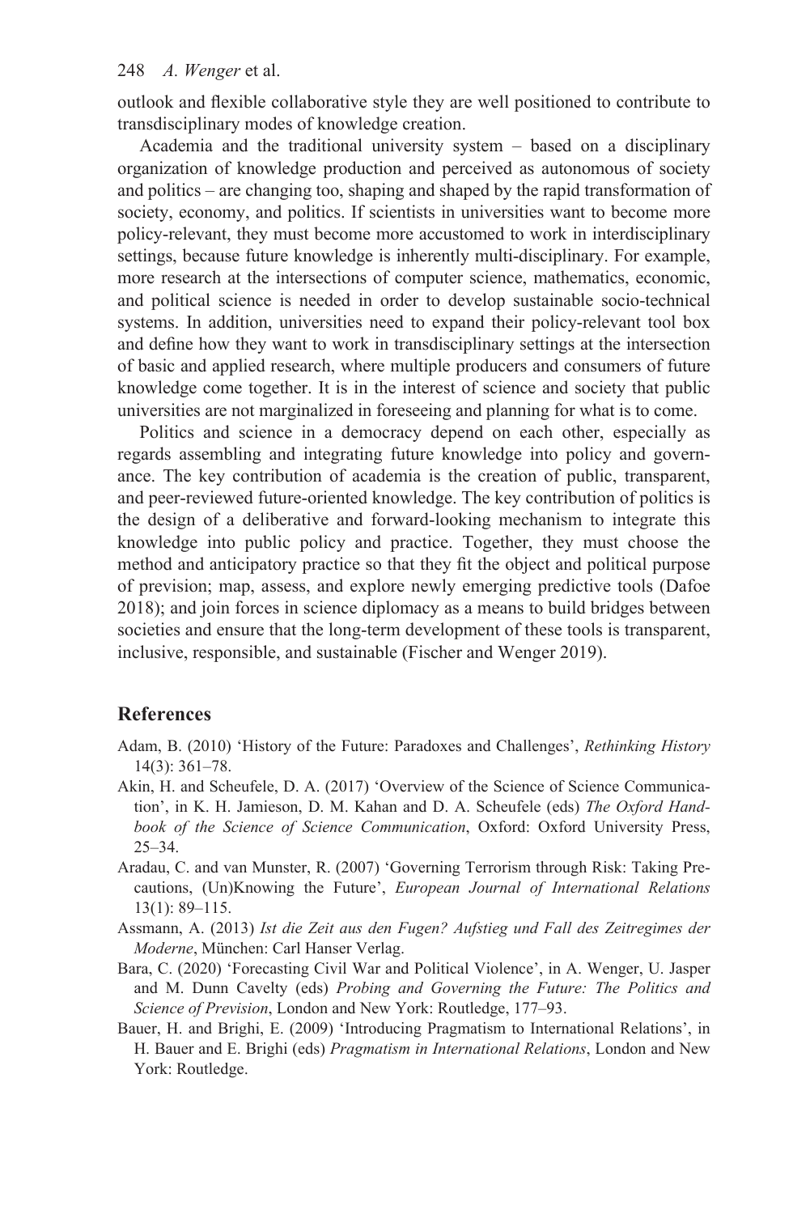outlook and flexible collaborative style they are well positioned to contribute to transdisciplinary modes of knowledge creation.

Academia and the traditional university system – based on a disciplinary organization of knowledge production and perceived as autonomous of society and politics – are changing too, shaping and shaped by the rapid transformation of society, economy, and politics. If scientists in universities want to become more policy-relevant, they must become more accustomed to work in interdisciplinary settings, because future knowledge is inherently multi-disciplinary. For example, more research at the intersections of computer science, mathematics, economic, and political science is needed in order to develop sustainable socio-technical systems. In addition, universities need to expand their policy-relevant tool box and define how they want to work in transdisciplinary settings at the intersection of basic and applied research, where multiple producers and consumers of future knowledge come together. It is in the interest of science and society that public universities are not marginalized in foreseeing and planning for what is to come.

Politics and science in a democracy depend on each other, especially as regards assembling and integrating future knowledge into policy and governance. The key contribution of academia is the creation of public, transparent, and peer-reviewed future-oriented knowledge. The key contribution of politics is the design of a deliberative and forward-looking mechanism to integrate this knowledge into public policy and practice. Together, they must choose the method and anticipatory practice so that they fit the object and political purpose of prevision; map, assess, and explore newly emerging predictive tools (Dafoe 2018); and join forces in science diplomacy as a means to build bridges between societies and ensure that the long-term development of these tools is transparent, inclusive, responsible, and sustainable (Fischer and Wenger 2019).

## References

Adam, B. (2010) 'History of the Future: Paradoxes and Challenges', *Rethinking History* 14(3): 361–78.

Akin, H. and Scheufele, D. A. (2017) 'Overview of the Science of Science Communication', in K. H. Jamieson, D. M. Kahan and D. A. Scheufele (eds) *The Oxford Handbook of the Science of Science Communication*, Oxford: Oxford University Press, 25–34.

Aradau, C. and van Munster, R. (2007) 'Governing Terrorism through Risk: Taking Precautions, (Un)Knowing the Future', *European Journal of International Relations* 13(1): 89–115.

Assmann, A. (2013) *Ist die Zeit aus den Fugen? Aufstieg und Fall des Zeitregimes der Moderne*, München: Carl Hanser Verlag.

Bara, C. (2020) 'Forecasting Civil War and Political Violence', in A. Wenger, U. Jasper and M. Dunn Cavelty (eds) *Probing and Governing the Future: The Politics and Science of Prevision*, London and New York: Routledge, 177–93.

Bauer, H. and Brighi, E. (2009) 'Introducing Pragmatism to International Relations', in H. Bauer and E. Brighi (eds) *Pragmatism in International Relations*, London and New York: Routledge.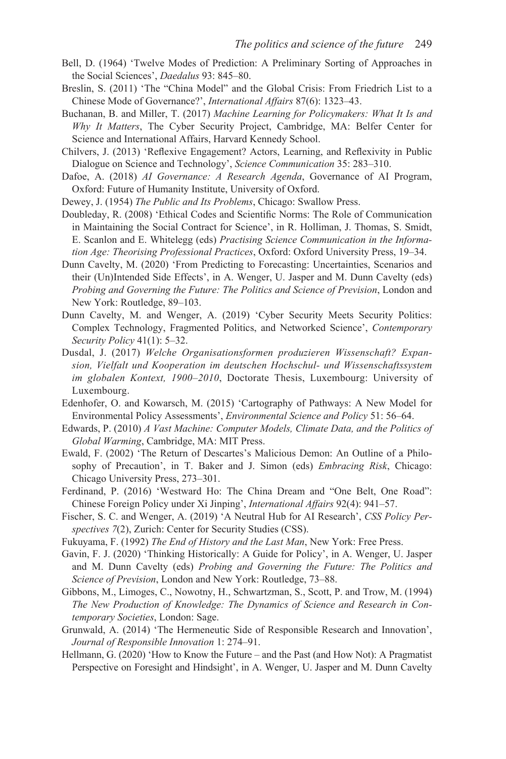Bell, D. (1964) 'Twelve Modes of Prediction: A Preliminary Sorting of Approaches in the Social Sciences', *Daedalus* 93: 845–80.

Breslin, S. (2011) 'The "China Model" and the Global Crisis: From Friedrich List to a Chinese Mode of Governance?', *International Affairs* 87(6): 1323–43.

Buchanan, B. and Miller, T. (2017) *Machine Learning for Policymakers: What It Is and Why It Matters*, The Cyber Security Project, Cambridge, MA: Belfer Center for Science and International Affairs, Harvard Kennedy School.

Chilvers, J. (2013) 'Reflexive Engagement? Actors, Learning, and Reflexivity in Public Dialogue on Science and Technology', *Science Communication* 35: 283–310.

Dafoe, A. (2018) *AI Governance: A Research Agenda*, Governance of AI Program, Oxford: Future of Humanity Institute, University of Oxford.

Dewey, J. (1954) *The Public and Its Problems*, Chicago: Swallow Press.

Doubleday, R. (2008) 'Ethical Codes and Scientific Norms: The Role of Communication in Maintaining the Social Contract for Science', in R. Holliman, J. Thomas, S. Smidt, E. Scanlon and E. Whitelegg (eds) *Practising Science Communication in the Information Age: Theorising Professional Practices*, Oxford: Oxford University Press, 19–34.

Dunn Cavelty, M. (2020) 'From Predicting to Forecasting: Uncertainties, Scenarios and their (Un)Intended Side Effects', in A. Wenger, U. Jasper and M. Dunn Cavelty (eds) *Probing and Governing the Future: The Politics and Science of Prevision*, London and New York: Routledge, 89–103.

Dunn Cavelty, M. and Wenger, A. (2019) 'Cyber Security Meets Security Politics: Complex Technology, Fragmented Politics, and Networked Science', *Contemporary Security Policy* 41(1): 5–32.

Dusdal, J. (2017) *Welche Organisationsformen produzieren Wissenschaft? Expansion, Vielfalt und Kooperation im deutschen Hochschul- und Wissenschaftssystem im globalen Kontext, 1900–2010*, Doctorate Thesis, Luxembourg: University of Luxembourg.

Edenhofer, O. and Kowarsch, M. (2015) 'Cartography of Pathways: A New Model for Environmental Policy Assessments', *Environmental Science and Policy* 51: 56–64.

Edwards, P. (2010) *A Vast Machine: Computer Models, Climate Data, and the Politics of Global Warming*, Cambridge, MA: MIT Press.

Ewald, F. (2002) 'The Return of Descartes's Malicious Demon: An Outline of a Philosophy of Precaution', in T. Baker and J. Simon (eds) *Embracing Risk*, Chicago: Chicago University Press, 273–301.

Ferdinand, P. (2016) 'Westward Ho: The China Dream and "One Belt, One Road": Chinese Foreign Policy under Xi Jinping', *International Affairs* 92(4): 941–57.

Fischer, S. C. and Wenger, A. (2019) 'A Neutral Hub for AI Research', *CSS Policy Perspectives 7*(2), Zurich: Center for Security Studies (CSS).

Fukuyama, F. (1992) *The End of History and the Last Man*, New York: Free Press.

Gavin, F. J. (2020) 'Thinking Historically: A Guide for Policy', in A. Wenger, U. Jasper and M. Dunn Cavelty (eds) *Probing and Governing the Future: The Politics and Science of Prevision*, London and New York: Routledge, 73–88.

Gibbons, M., Limoges, C., Nowotny, H., Schwartzman, S., Scott, P. and Trow, M. (1994) *The New Production of Knowledge: The Dynamics of Science and Research in Contemporary Societies*, London: Sage.

Grunwald, A. (2014) 'The Hermeneutic Side of Responsible Research and Innovation', *Journal of Responsible Innovation* 1: 274–91.

Hellmann, G. (2020) 'How to Know the Future – and the Past (and How Not): A Pragmatist Perspective on Foresight and Hindsight', in A. Wenger, U. Jasper and M. Dunn Cavelty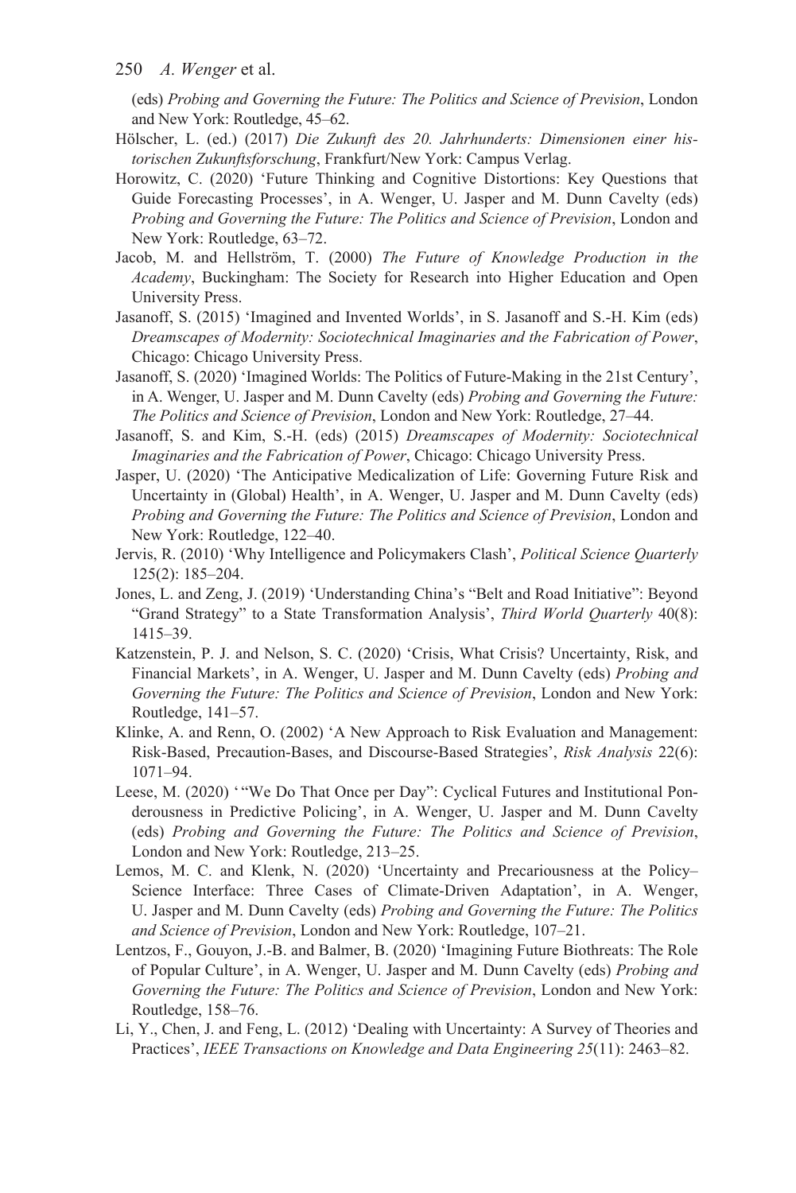(eds) *Probing and Governing the Future: The Politics and Science of Prevision*, London and New York: Routledge, 45–62.

Hölscher, L. (ed.) (2017) *Die Zukunft des 20. Jahrhunderts: Dimensionen einer historischen Zukunftsforschung*, Frankfurt/New York: Campus Verlag.

Horowitz, C. (2020) 'Future Thinking and Cognitive Distortions: Key Questions that Guide Forecasting Processes', in A. Wenger, U. Jasper and M. Dunn Cavelty (eds) *Probing and Governing the Future: The Politics and Science of Prevision*, London and New York: Routledge, 63–72.

Jacob, M. and Hellström, T. (2000) *The Future of Knowledge Production in the Academy*, Buckingham: The Society for Research into Higher Education and Open University Press.

Jasanoff, S. (2015) 'Imagined and Invented Worlds', in S. Jasanoff and S.-H. Kim (eds) *Dreamscapes of Modernity: Sociotechnical Imaginaries and the Fabrication of Power*, Chicago: Chicago University Press.

Jasanoff, S. (2020) 'Imagined Worlds: The Politics of Future-Making in the 21st Century', in A. Wenger, U. Jasper and M. Dunn Cavelty (eds) *Probing and Governing the Future: The Politics and Science of Prevision*, London and New York: Routledge, 27–44.

Jasanoff, S. and Kim, S.-H. (eds) (2015) *Dreamscapes of Modernity: Sociotechnical Imaginaries and the Fabrication of Power*, Chicago: Chicago University Press.

Jasper, U. (2020) 'The Anticipative Medicalization of Life: Governing Future Risk and Uncertainty in (Global) Health', in A. Wenger, U. Jasper and M. Dunn Cavelty (eds) *Probing and Governing the Future: The Politics and Science of Prevision*, London and New York: Routledge, 122–40.

Jervis, R. (2010) 'Why Intelligence and Policymakers Clash', *Political Science Quarterly* 125(2): 185–204.

Jones, L. and Zeng, J. (2019) 'Understanding China's "Belt and Road Initiative": Beyond "Grand Strategy" to a State Transformation Analysis', *Third World Quarterly* 40(8): 1415–39.

Katzenstein, P. J. and Nelson, S. C. (2020) 'Crisis, What Crisis? Uncertainty, Risk, and Financial Markets', in A. Wenger, U. Jasper and M. Dunn Cavelty (eds) *Probing and Governing the Future: The Politics and Science of Prevision*, London and New York: Routledge, 141–57.

Klinke, A. and Renn, O. (2002) 'A New Approach to Risk Evaluation and Management: Risk-Based, Precaution-Bases, and Discourse-Based Strategies', *Risk Analysis* 22(6): 1071–94.

Leese, M. (2020) ' "We Do That Once per Day": Cyclical Futures and Institutional Ponderousness in Predictive Policing', in A. Wenger, U. Jasper and M. Dunn Cavelty (eds) *Probing and Governing the Future: The Politics and Science of Prevision*, London and New York: Routledge, 213–25.

Lemos, M. C. and Klenk, N. (2020) 'Uncertainty and Precariousness at the Policy–Science Interface: Three Cases of Climate-Driven Adaptation', in A. Wenger, U. Jasper and M. Dunn Cavelty (eds) *Probing and Governing the Future: The Politics and Science of Prevision*, London and New York: Routledge, 107–21.

Lentzos, F., Gouyon, J.-B. and Balmer, B. (2020) 'Imagining Future Biothreats: The Role of Popular Culture', in A. Wenger, U. Jasper and M. Dunn Cavelty (eds) *Probing and Governing the Future: The Politics and Science of Prevision*, London and New York: Routledge, 158–76.

Li, Y., Chen, J. and Feng, L. (2012) 'Dealing with Uncertainty: A Survey of Theories and Practices', *IEEE Transactions on Knowledge and Data Engineering 25*(11): 2463–82.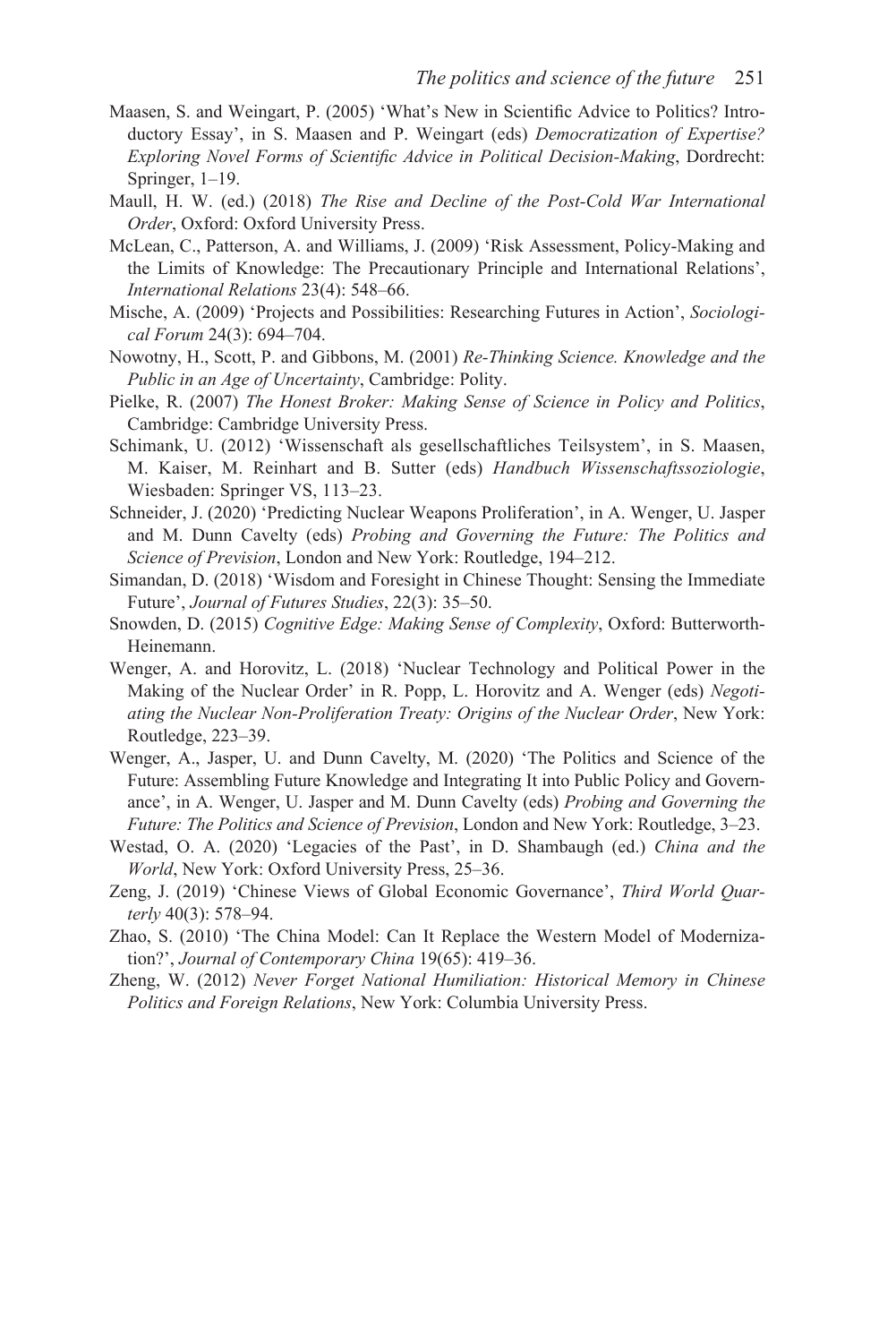Maasen, S. and Weingart, P. (2005) 'What's New in Scientific Advice to Politics? Introductory Essay', in S. Maasen and P. Weingart (eds) *Democratization of Expertise? Exploring Novel Forms of Scientific Advice in Political Decision-Making*, Dordrecht: Springer, 1–19.

Maull, H. W. (ed.) (2018) *The Rise and Decline of the Post-Cold War International Order*, Oxford: Oxford University Press.

McLean, C., Patterson, A. and Williams, J. (2009) 'Risk Assessment, Policy-Making and the Limits of Knowledge: The Precautionary Principle and International Relations', *International Relations* 23(4): 548–66.

Mische, A. (2009) 'Projects and Possibilities: Researching Futures in Action', *Sociological Forum* 24(3): 694–704.

Nowotny, H., Scott, P. and Gibbons, M. (2001) *Re-Thinking Science. Knowledge and the Public in an Age of Uncertainty*, Cambridge: Polity.

Pielke, R. (2007) *The Honest Broker: Making Sense of Science in Policy and Politics*, Cambridge: Cambridge University Press.

Schimank, U. (2012) 'Wissenschaft als gesellschaftliches Teilsystem', in S. Maasen, M. Kaiser, M. Reinhart and B. Sutter (eds) *Handbuch Wissenschaftssoziologie*, Wiesbaden: Springer VS, 113–23.

Schneider, J. (2020) 'Predicting Nuclear Weapons Proliferation', in A. Wenger, U. Jasper and M. Dunn Cavelty (eds) *Probing and Governing the Future: The Politics and Science of Prevision*, London and New York: Routledge, 194–212.

Simandan, D. (2018) 'Wisdom and Foresight in Chinese Thought: Sensing the Immediate Future', *Journal of Futures Studies*, 22(3): 35–50.

Snowden, D. (2015) *Cognitive Edge: Making Sense of Complexity*, Oxford: Butterworth-Heinemann.

Wenger, A. and Horovitz, L. (2018) 'Nuclear Technology and Political Power in the Making of the Nuclear Order' in R. Popp, L. Horovitz and A. Wenger (eds) *Negotiating the Nuclear Non-Proliferation Treaty: Origins of the Nuclear Order*, New York: Routledge, 223–39.

Wenger, A., Jasper, U. and Dunn Cavelty, M. (2020) 'The Politics and Science of the Future: Assembling Future Knowledge and Integrating It into Public Policy and Governance', in A. Wenger, U. Jasper and M. Dunn Cavelty (eds) *Probing and Governing the Future: The Politics and Science of Prevision*, London and New York: Routledge, 3–23.

Westad, O. A. (2020) 'Legacies of the Past', in D. Shambaugh (ed.) *China and the World*, New York: Oxford University Press, 25–36.

Zeng, J. (2019) 'Chinese Views of Global Economic Governance', *Third World Quarterly* 40(3): 578–94.

Zhao, S. (2010) 'The China Model: Can It Replace the Western Model of Modernization?', *Journal of Contemporary China* 19(65): 419–36.

Zheng, W. (2012) *Never Forget National Humiliation: Historical Memory in Chinese Politics and Foreign Relations*, New York: Columbia University Press.